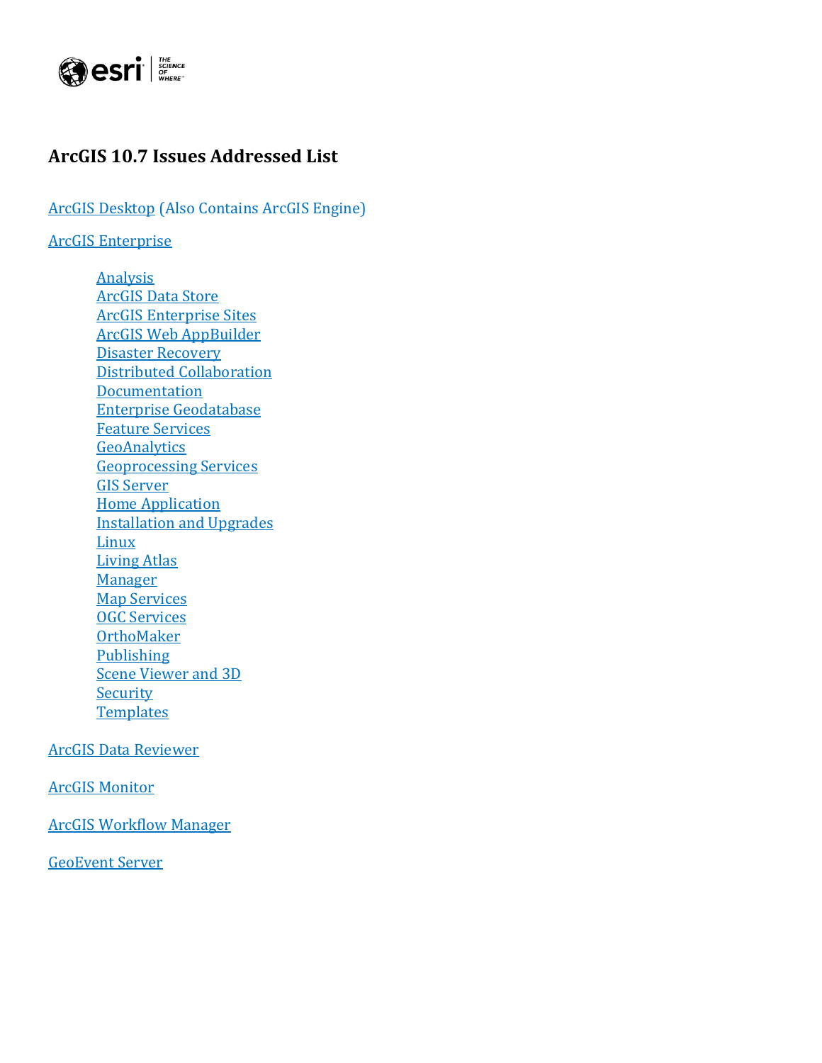# ArcGIS 10.7 Issues Addressed List

ArcGIS Desktop (Also Contains ArcGIS Engine)

ArcGIS Enterprise

- Analysis
- ArcGIS Data Store
- ArcGIS Enterprise Sites
- ArcGIS Web AppBuilder
- Disaster Recovery
- Distributed Collaboration
- Documentation
- Enterprise Geodatabase
- Feature Services
- GeoAnalytics
- Geoprocessing Services
- GIS Server
- Home Application
- Installation and Upgrades
- Linux
- Living Atlas
- Manager
- Map Services
- OGC Services
- OrthoMaker
- Publishing
- Scene Viewer and 3D
- Security
- Templates

ArcGIS Data Reviewer

ArcGIS Monitor

ArcGIS Workflow Manager

GeoEvent Server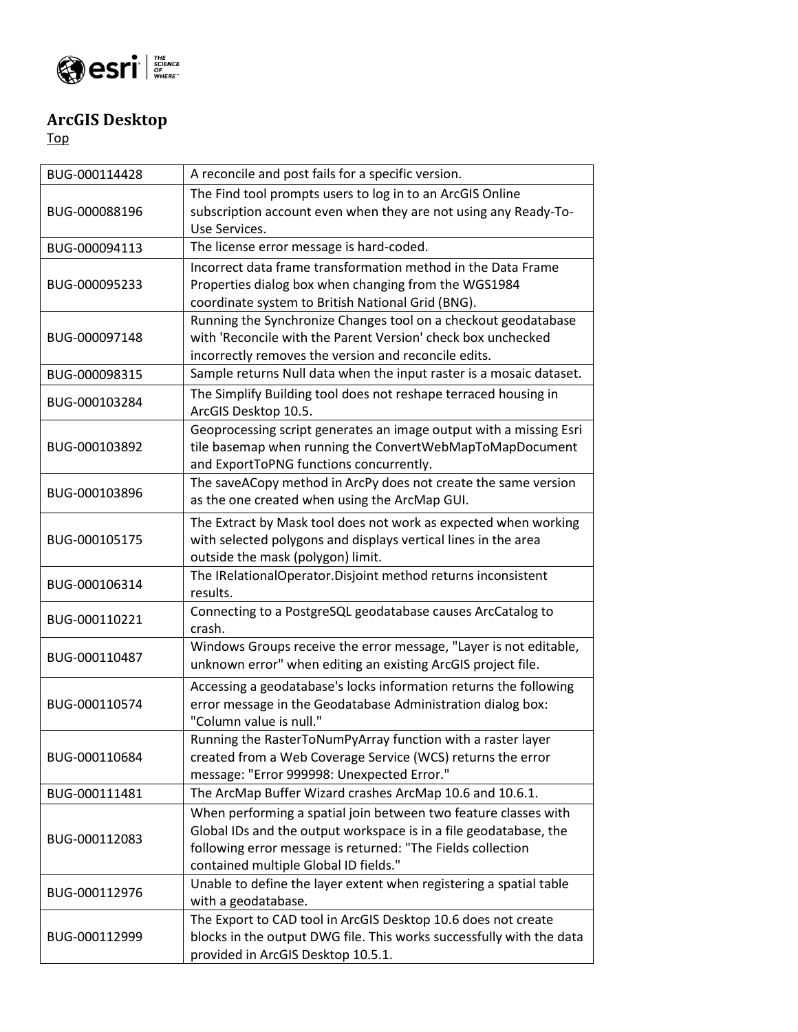## ArcGIS Desktop

Top

| BUG-000114428 | A reconcile and post fails for a specific version. |
|---|---|
| BUG-000088196 | The Find tool prompts users to log in to an ArcGIS Online subscription account even when they are not using any Ready-To-Use Services. |
| BUG-000094113 | The license error message is hard-coded. |
| BUG-000095233 | Incorrect data frame transformation method in the Data Frame Properties dialog box when changing from the WGS1984 coordinate system to British National Grid (BNG). |
| BUG-000097148 | Running the Synchronize Changes tool on a checkout geodatabase with 'Reconcile with the Parent Version' check box unchecked incorrectly removes the version and reconcile edits. |
| BUG-000098315 | Sample returns Null data when the input raster is a mosaic dataset. |
| BUG-000103284 | The Simplify Building tool does not reshape terraced housing in ArcGIS Desktop 10.5. |
| BUG-000103892 | Geoprocessing script generates an image output with a missing Esri tile basemap when running the ConvertWebMapToMapDocument and ExportToPNG functions concurrently. |
| BUG-000103896 | The saveACopy method in ArcPy does not create the same version as the one created when using the ArcMap GUI. |
| BUG-000105175 | The Extract by Mask tool does not work as expected when working with selected polygons and displays vertical lines in the area outside the mask (polygon) limit. |
| BUG-000106314 | The IRelationalOperator.Disjoint method returns inconsistent results. |
| BUG-000110221 | Connecting to a PostgreSQL geodatabase causes ArcCatalog to crash. |
| BUG-000110487 | Windows Groups receive the error message, "Layer is not editable, unknown error" when editing an existing ArcGIS project file. |
| BUG-000110574 | Accessing a geodatabase's locks information returns the following error message in the Geodatabase Administration dialog box: "Column value is null." |
| BUG-000110684 | Running the RasterToNumPyArray function with a raster layer created from a Web Coverage Service (WCS) returns the error message: "Error 999998: Unexpected Error." |
| BUG-000111481 | The ArcMap Buffer Wizard crashes ArcMap 10.6 and 10.6.1. |
| BUG-000112083 | When performing a spatial join between two feature classes with Global IDs and the output workspace is in a file geodatabase, the following error message is returned: "The Fields collection contained multiple Global ID fields." |
| BUG-000112976 | Unable to define the layer extent when registering a spatial table with a geodatabase. |
| BUG-000112999 | The Export to CAD tool in ArcGIS Desktop 10.6 does not create blocks in the output DWG file. This works successfully with the data provided in ArcGIS Desktop 10.5.1. |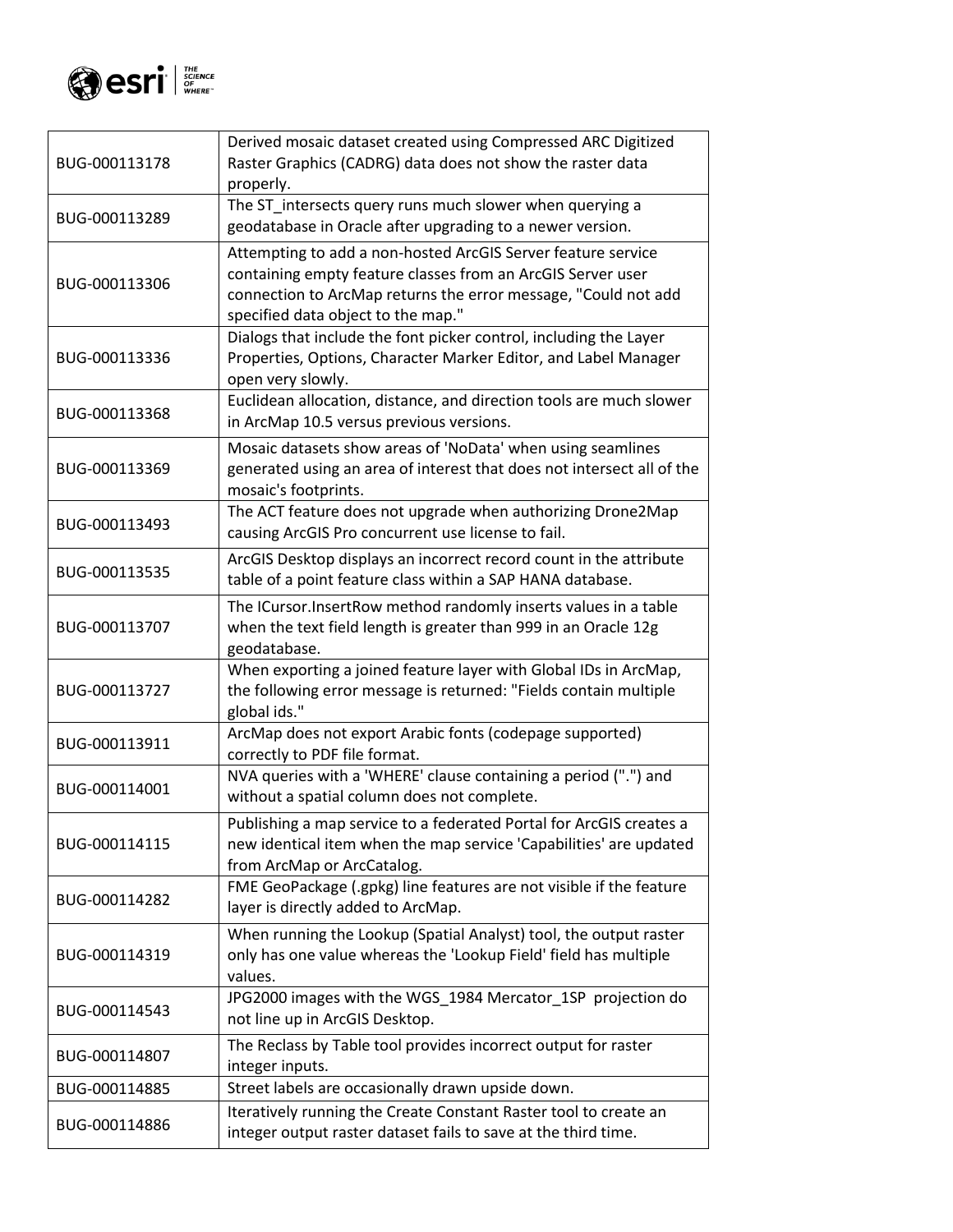| | |
|---|---|
| BUG-000113178 | Derived mosaic dataset created using Compressed ARC Digitized Raster Graphics (CADRG) data does not show the raster data properly. |
| BUG-000113289 | The ST_intersects query runs much slower when querying a geodatabase in Oracle after upgrading to a newer version. |
| BUG-000113306 | Attempting to add a non-hosted ArcGIS Server feature service containing empty feature classes from an ArcGIS Server user connection to ArcMap returns the error message, "Could not add specified data object to the map." |
| BUG-000113336 | Dialogs that include the font picker control, including the Layer Properties, Options, Character Marker Editor, and Label Manager open very slowly. |
| BUG-000113368 | Euclidean allocation, distance, and direction tools are much slower in ArcMap 10.5 versus previous versions. |
| BUG-000113369 | Mosaic datasets show areas of 'NoData' when using seamlines generated using an area of interest that does not intersect all of the mosaic's footprints. |
| BUG-000113493 | The ACT feature does not upgrade when authorizing Drone2Map causing ArcGIS Pro concurrent use license to fail. |
| BUG-000113535 | ArcGIS Desktop displays an incorrect record count in the attribute table of a point feature class within a SAP HANA database. |
| BUG-000113707 | The ICursor.InsertRow method randomly inserts values in a table when the text field length is greater than 999 in an Oracle 12g geodatabase. |
| BUG-000113727 | When exporting a joined feature layer with Global IDs in ArcMap, the following error message is returned: "Fields contain multiple global ids." |
| BUG-000113911 | ArcMap does not export Arabic fonts (codepage supported) correctly to PDF file format. |
| BUG-000114001 | NVA queries with a 'WHERE' clause containing a period (".") and without a spatial column does not complete. |
| BUG-000114115 | Publishing a map service to a federated Portal for ArcGIS creates a new identical item when the map service 'Capabilities' are updated from ArcMap or ArcCatalog. |
| BUG-000114282 | FME GeoPackage (.gpkg) line features are not visible if the feature layer is directly added to ArcMap. |
| BUG-000114319 | When running the Lookup (Spatial Analyst) tool, the output raster only has one value whereas the 'Lookup Field' field has multiple values. |
| BUG-000114543 | JPG2000 images with the WGS_1984 Mercator_1SP projection do not line up in ArcGIS Desktop. |
| BUG-000114807 | The Reclass by Table tool provides incorrect output for raster integer inputs. |
| BUG-000114885 | Street labels are occasionally drawn upside down. |
| BUG-000114886 | Iteratively running the Create Constant Raster tool to create an integer output raster dataset fails to save at the third time. |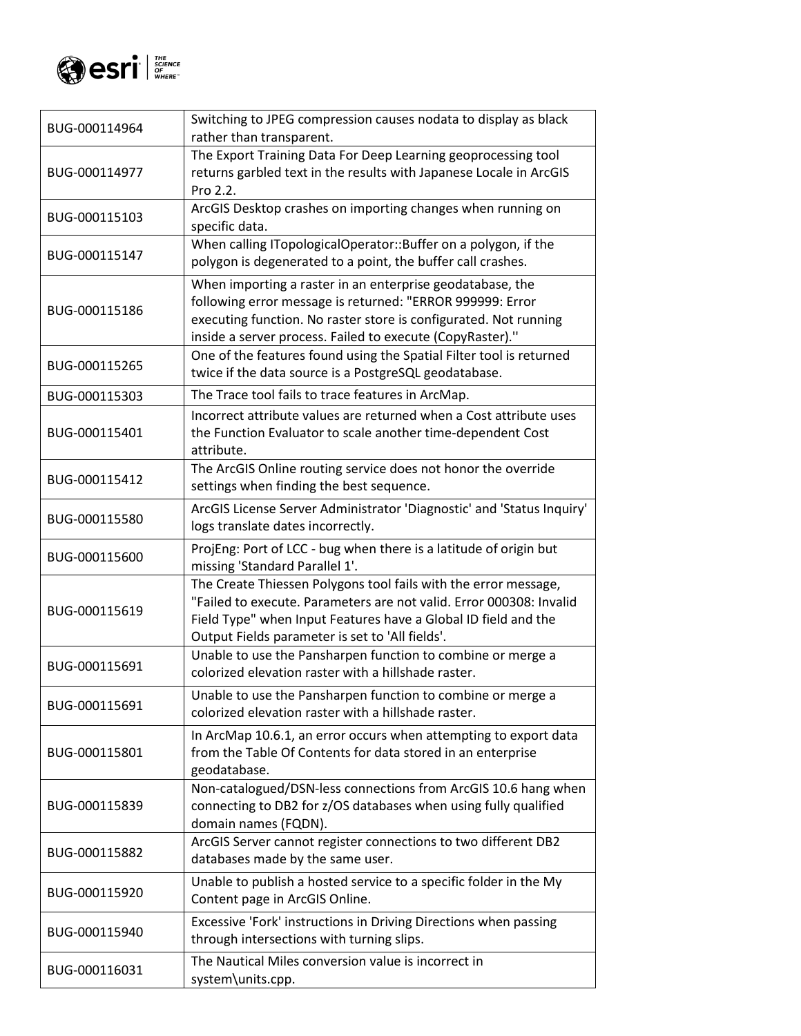| | |
|---|---|
| BUG-000114964 | Switching to JPEG compression causes nodata to display as black rather than transparent. |
| BUG-000114977 | The Export Training Data For Deep Learning geoprocessing tool returns garbled text in the results with Japanese Locale in ArcGIS Pro 2.2. |
| BUG-000115103 | ArcGIS Desktop crashes on importing changes when running on specific data. |
| BUG-000115147 | When calling ITopologicalOperator::Buffer on a polygon, if the polygon is degenerated to a point, the buffer call crashes. |
| BUG-000115186 | When importing a raster in an enterprise geodatabase, the following error message is returned: "ERROR 999999: Error executing function. No raster store is configurated. Not running inside a server process. Failed to execute (CopyRaster).'' |
| BUG-000115265 | One of the features found using the Spatial Filter tool is returned twice if the data source is a PostgreSQL geodatabase. |
| BUG-000115303 | The Trace tool fails to trace features in ArcMap. |
| BUG-000115401 | Incorrect attribute values are returned when a Cost attribute uses the Function Evaluator to scale another time-dependent Cost attribute. |
| BUG-000115412 | The ArcGIS Online routing service does not honor the override settings when finding the best sequence. |
| BUG-000115580 | ArcGIS License Server Administrator 'Diagnostic' and 'Status Inquiry' logs translate dates incorrectly. |
| BUG-000115600 | ProjEng: Port of LCC - bug when there is a latitude of origin but missing 'Standard Parallel 1'. |
| BUG-000115619 | The Create Thiessen Polygons tool fails with the error message, "Failed to execute. Parameters are not valid. Error 000308: Invalid Field Type" when Input Features have a Global ID field and the Output Fields parameter is set to 'All fields'. |
| BUG-000115691 | Unable to use the Pansharpen function to combine or merge a colorized elevation raster with a hillshade raster. |
| BUG-000115691 | Unable to use the Pansharpen function to combine or merge a colorized elevation raster with a hillshade raster. |
| BUG-000115801 | In ArcMap 10.6.1, an error occurs when attempting to export data from the Table Of Contents for data stored in an enterprise geodatabase. |
| BUG-000115839 | Non-catalogued/DSN-less connections from ArcGIS 10.6 hang when connecting to DB2 for z/OS databases when using fully qualified domain names (FQDN). |
| BUG-000115882 | ArcGIS Server cannot register connections to two different DB2 databases made by the same user. |
| BUG-000115920 | Unable to publish a hosted service to a specific folder in the My Content page in ArcGIS Online. |
| BUG-000115940 | Excessive 'Fork' instructions in Driving Directions when passing through intersections with turning slips. |
| BUG-000116031 | The Nautical Miles conversion value is incorrect in system\units.cpp. |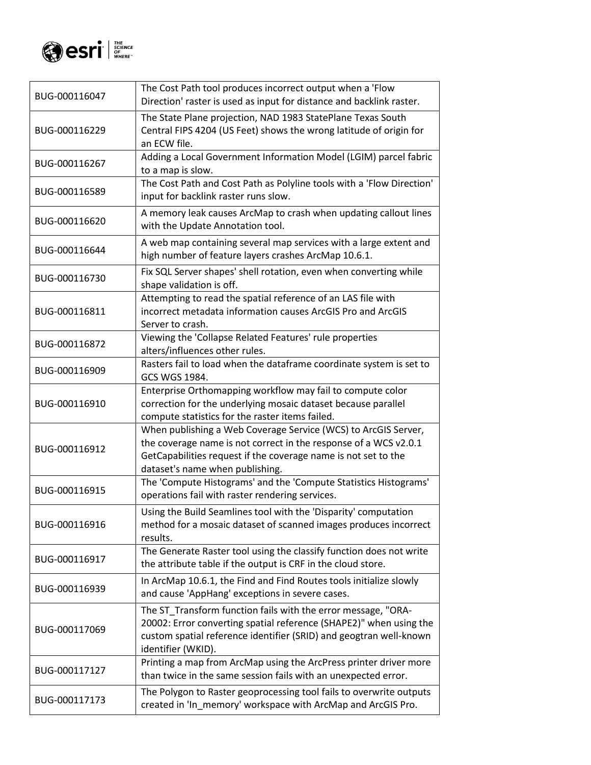| | |
|---|---|
| BUG-000116047 | The Cost Path tool produces incorrect output when a 'Flow Direction' raster is used as input for distance and backlink raster. |
| BUG-000116229 | The State Plane projection, NAD 1983 StatePlane Texas South Central FIPS 4204 (US Feet) shows the wrong latitude of origin for an ECW file. |
| BUG-000116267 | Adding a Local Government Information Model (LGIM) parcel fabric to a map is slow. |
| BUG-000116589 | The Cost Path and Cost Path as Polyline tools with a 'Flow Direction' input for backlink raster runs slow. |
| BUG-000116620 | A memory leak causes ArcMap to crash when updating callout lines with the Update Annotation tool. |
| BUG-000116644 | A web map containing several map services with a large extent and high number of feature layers crashes ArcMap 10.6.1. |
| BUG-000116730 | Fix SQL Server shapes' shell rotation, even when converting while shape validation is off. |
| BUG-000116811 | Attempting to read the spatial reference of an LAS file with incorrect metadata information causes ArcGIS Pro and ArcGIS Server to crash. |
| BUG-000116872 | Viewing the 'Collapse Related Features' rule properties alters/influences other rules. |
| BUG-000116909 | Rasters fail to load when the dataframe coordinate system is set to GCS WGS 1984. |
| BUG-000116910 | Enterprise Orthomapping workflow may fail to compute color correction for the underlying mosaic dataset because parallel compute statistics for the raster items failed. |
| BUG-000116912 | When publishing a Web Coverage Service (WCS) to ArcGIS Server, the coverage name is not correct in the response of a WCS v2.0.1 GetCapabilities request if the coverage name is not set to the dataset's name when publishing. |
| BUG-000116915 | The 'Compute Histograms' and the 'Compute Statistics Histograms' operations fail with raster rendering services. |
| BUG-000116916 | Using the Build Seamlines tool with the 'Disparity' computation method for a mosaic dataset of scanned images produces incorrect results. |
| BUG-000116917 | The Generate Raster tool using the classify function does not write the attribute table if the output is CRF in the cloud store. |
| BUG-000116939 | In ArcMap 10.6.1, the Find and Find Routes tools initialize slowly and cause 'AppHang' exceptions in severe cases. |
| BUG-000117069 | The ST_Transform function fails with the error message, "ORA-20002: Error converting spatial reference (SHAPE2)" when using the custom spatial reference identifier (SRID) and geogtran well-known identifier (WKID). |
| BUG-000117127 | Printing a map from ArcMap using the ArcPress printer driver more than twice in the same session fails with an unexpected error. |
| BUG-000117173 | The Polygon to Raster geoprocessing tool fails to overwrite outputs created in 'In_memory' workspace with ArcMap and ArcGIS Pro. |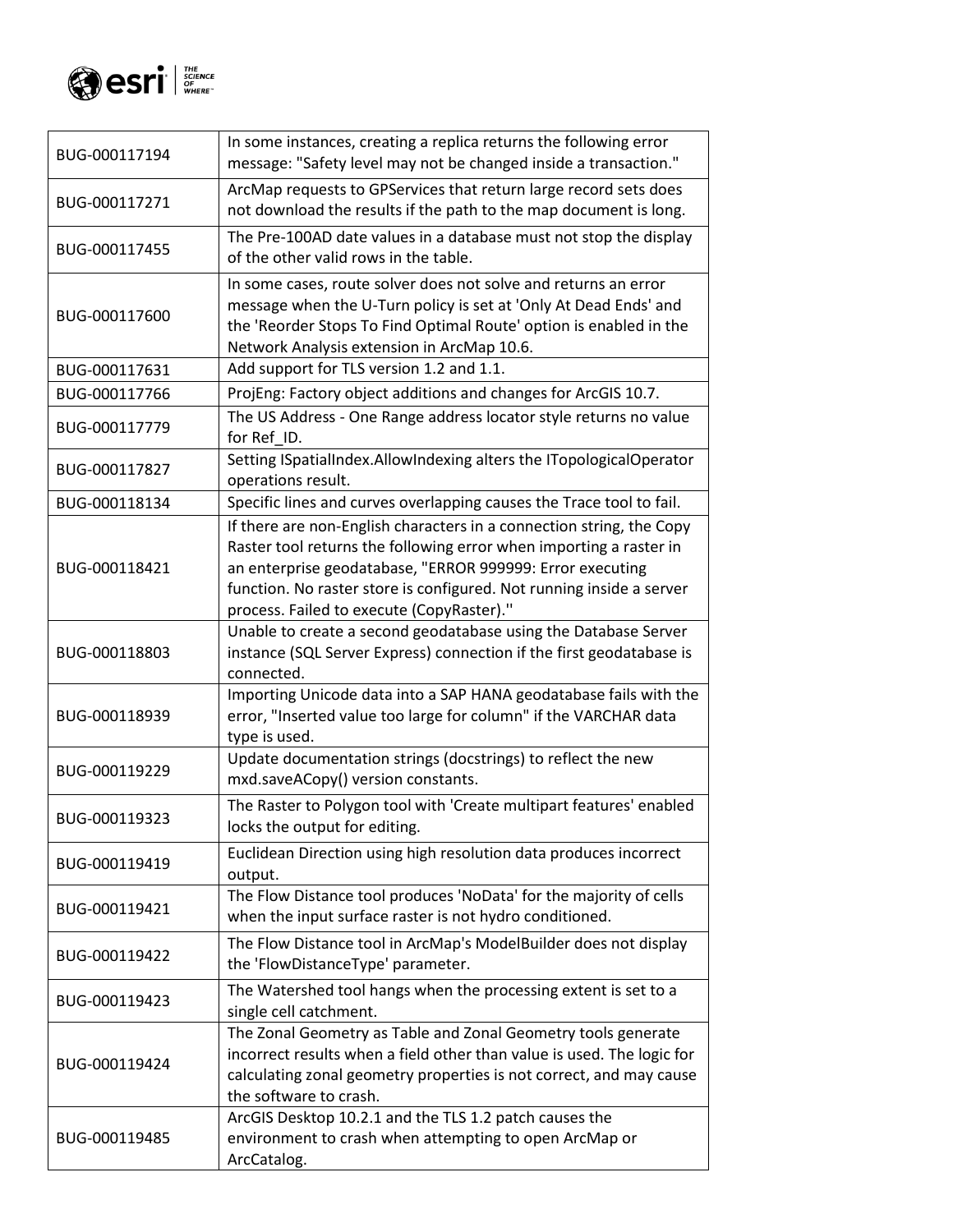| | |
|---|---|
| BUG-000117194 | In some instances, creating a replica returns the following error message: "Safety level may not be changed inside a transaction." |
| BUG-000117271 | ArcMap requests to GPServices that return large record sets does not download the results if the path to the map document is long. |
| BUG-000117455 | The Pre-100AD date values in a database must not stop the display of the other valid rows in the table. |
| BUG-000117600 | In some cases, route solver does not solve and returns an error message when the U-Turn policy is set at 'Only At Dead Ends' and the 'Reorder Stops To Find Optimal Route' option is enabled in the Network Analysis extension in ArcMap 10.6. |
| BUG-000117631 | Add support for TLS version 1.2 and 1.1. |
| BUG-000117766 | ProjEng: Factory object additions and changes for ArcGIS 10.7. |
| BUG-000117779 | The US Address - One Range address locator style returns no value for Ref_ID. |
| BUG-000117827 | Setting ISpatialIndex.AllowIndexing alters the ITopologicalOperator operations result. |
| BUG-000118134 | Specific lines and curves overlapping causes the Trace tool to fail. |
| BUG-000118421 | If there are non-English characters in a connection string, the Copy Raster tool returns the following error when importing a raster in an enterprise geodatabase, "ERROR 999999: Error executing function. No raster store is configured. Not running inside a server process. Failed to execute (CopyRaster)." |
| BUG-000118803 | Unable to create a second geodatabase using the Database Server instance (SQL Server Express) connection if the first geodatabase is connected. |
| BUG-000118939 | Importing Unicode data into a SAP HANA geodatabase fails with the error, "Inserted value too large for column" if the VARCHAR data type is used. |
| BUG-000119229 | Update documentation strings (docstrings) to reflect the new mxd.saveACopy() version constants. |
| BUG-000119323 | The Raster to Polygon tool with 'Create multipart features' enabled locks the output for editing. |
| BUG-000119419 | Euclidean Direction using high resolution data produces incorrect output. |
| BUG-000119421 | The Flow Distance tool produces 'NoData' for the majority of cells when the input surface raster is not hydro conditioned. |
| BUG-000119422 | The Flow Distance tool in ArcMap's ModelBuilder does not display the 'FlowDistanceType' parameter. |
| BUG-000119423 | The Watershed tool hangs when the processing extent is set to a single cell catchment. |
| BUG-000119424 | The Zonal Geometry as Table and Zonal Geometry tools generate incorrect results when a field other than value is used. The logic for calculating zonal geometry properties is not correct, and may cause the software to crash. |
| BUG-000119485 | ArcGIS Desktop 10.2.1 and the TLS 1.2 patch causes the environment to crash when attempting to open ArcMap or ArcCatalog. |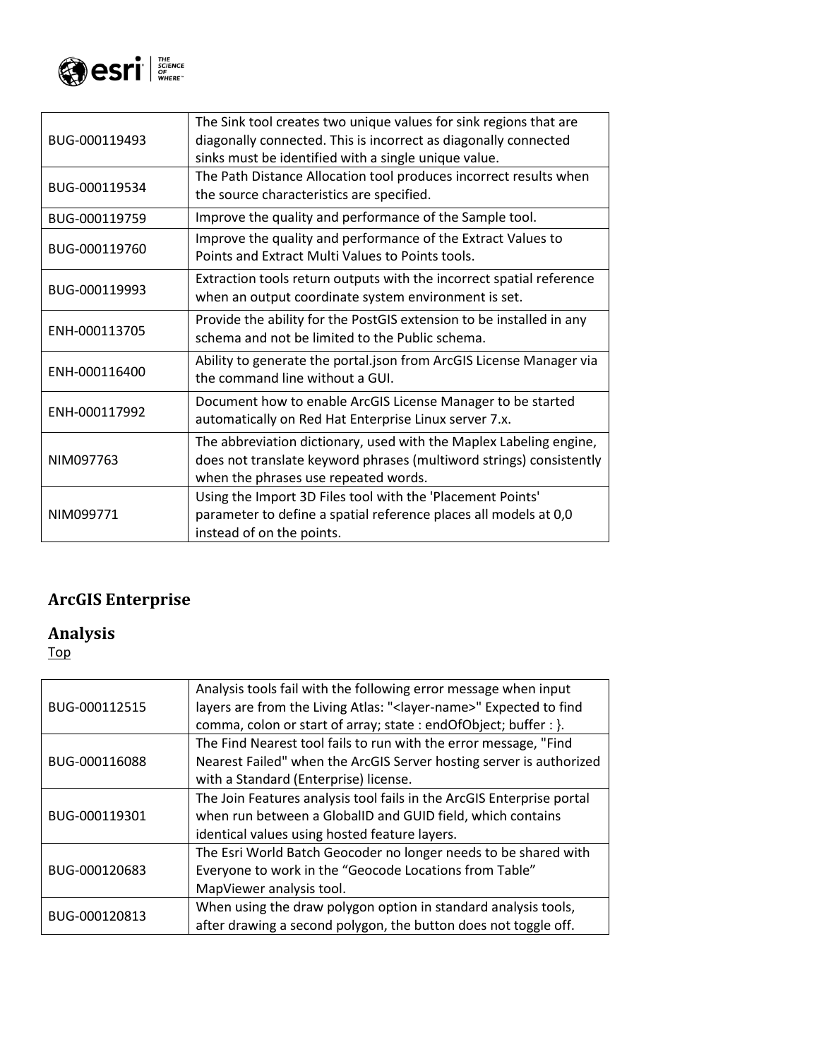| | |
|---|---|
| BUG-000119493 | The Sink tool creates two unique values for sink regions that are diagonally connected. This is incorrect as diagonally connected sinks must be identified with a single unique value. |
| BUG-000119534 | The Path Distance Allocation tool produces incorrect results when the source characteristics are specified. |
| BUG-000119759 | Improve the quality and performance of the Sample tool. |
| BUG-000119760 | Improve the quality and performance of the Extract Values to Points and Extract Multi Values to Points tools. |
| BUG-000119993 | Extraction tools return outputs with the incorrect spatial reference when an output coordinate system environment is set. |
| ENH-000113705 | Provide the ability for the PostGIS extension to be installed in any schema and not be limited to the Public schema. |
| ENH-000116400 | Ability to generate the portal.json from ArcGIS License Manager via the command line without a GUI. |
| ENH-000117992 | Document how to enable ArcGIS License Manager to be started automatically on Red Hat Enterprise Linux server 7.x. |
| NIM097763 | The abbreviation dictionary, used with the Maplex Labeling engine, does not translate keyword phrases (multiword strings) consistently when the phrases use repeated words. |
| NIM099771 | Using the Import 3D Files tool with the 'Placement Points' parameter to define a spatial reference places all models at 0,0 instead of on the points. |

## ArcGIS Enterprise

### Analysis

Top

| | |
|---|---|
| BUG-000112515 | Analysis tools fail with the following error message when input layers are from the Living Atlas: "<layer-name>" Expected to find comma, colon or start of array; state : endOfObject; buffer : }. |
| BUG-000116088 | The Find Nearest tool fails to run with the error message, "Find Nearest Failed" when the ArcGIS Server hosting server is authorized with a Standard (Enterprise) license. |
| BUG-000119301 | The Join Features analysis tool fails in the ArcGIS Enterprise portal when run between a GlobalID and GUID field, which contains identical values using hosted feature layers. |
| BUG-000120683 | The Esri World Batch Geocoder no longer needs to be shared with Everyone to work in the “Geocode Locations from Table” MapViewer analysis tool. |
| BUG-000120813 | When using the draw polygon option in standard analysis tools, after drawing a second polygon, the button does not toggle off. |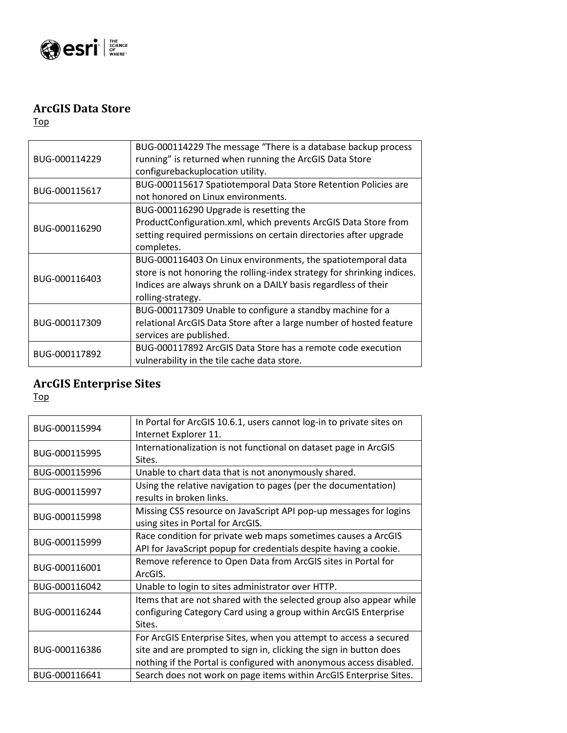## ArcGIS Data Store

Top

| | |
|---|---|
| BUG-000114229 | BUG-000114229 The message “There is a database backup process running” is returned when running the ArcGIS Data Store configurebackuplocation utility. |
| BUG-000115617 | BUG-000115617 Spatiotemporal Data Store Retention Policies are not honored on Linux environments. |
| BUG-000116290 | BUG-000116290 Upgrade is resetting the ProductConfiguration.xml, which prevents ArcGIS Data Store from setting required permissions on certain directories after upgrade completes. |
| BUG-000116403 | BUG-000116403 On Linux environments, the spatiotemporal data store is not honoring the rolling-index strategy for shrinking indices. Indices are always shrunk on a DAILY basis regardless of their rolling-strategy. |
| BUG-000117309 | BUG-000117309 Unable to configure a standby machine for a relational ArcGIS Data Store after a large number of hosted feature services are published. |
| BUG-000117892 | BUG-000117892 ArcGIS Data Store has a remote code execution vulnerability in the tile cache data store. |

## ArcGIS Enterprise Sites

Top

| | |
|---|---|
| BUG-000115994 | In Portal for ArcGIS 10.6.1, users cannot log-in to private sites on Internet Explorer 11. |
| BUG-000115995 | Internationalization is not functional on dataset page in ArcGIS Sites. |
| BUG-000115996 | Unable to chart data that is not anonymously shared. |
| BUG-000115997 | Using the relative navigation to pages (per the documentation) results in broken links. |
| BUG-000115998 | Missing CSS resource on JavaScript API pop-up messages for logins using sites in Portal for ArcGIS. |
| BUG-000115999 | Race condition for private web maps sometimes causes a ArcGIS API for JavaScript popup for credentials despite having a cookie. |
| BUG-000116001 | Remove reference to Open Data from ArcGIS sites in Portal for ArcGIS. |
| BUG-000116042 | Unable to login to sites administrator over HTTP. |
| BUG-000116244 | Items that are not shared with the selected group also appear while configuring Category Card using a group within ArcGIS Enterprise Sites. |
| BUG-000116386 | For ArcGIS Enterprise Sites, when you attempt to access a secured site and are prompted to sign in, clicking the sign in button does nothing if the Portal is configured with anonymous access disabled. |
| BUG-000116641 | Search does not work on page items within ArcGIS Enterprise Sites. |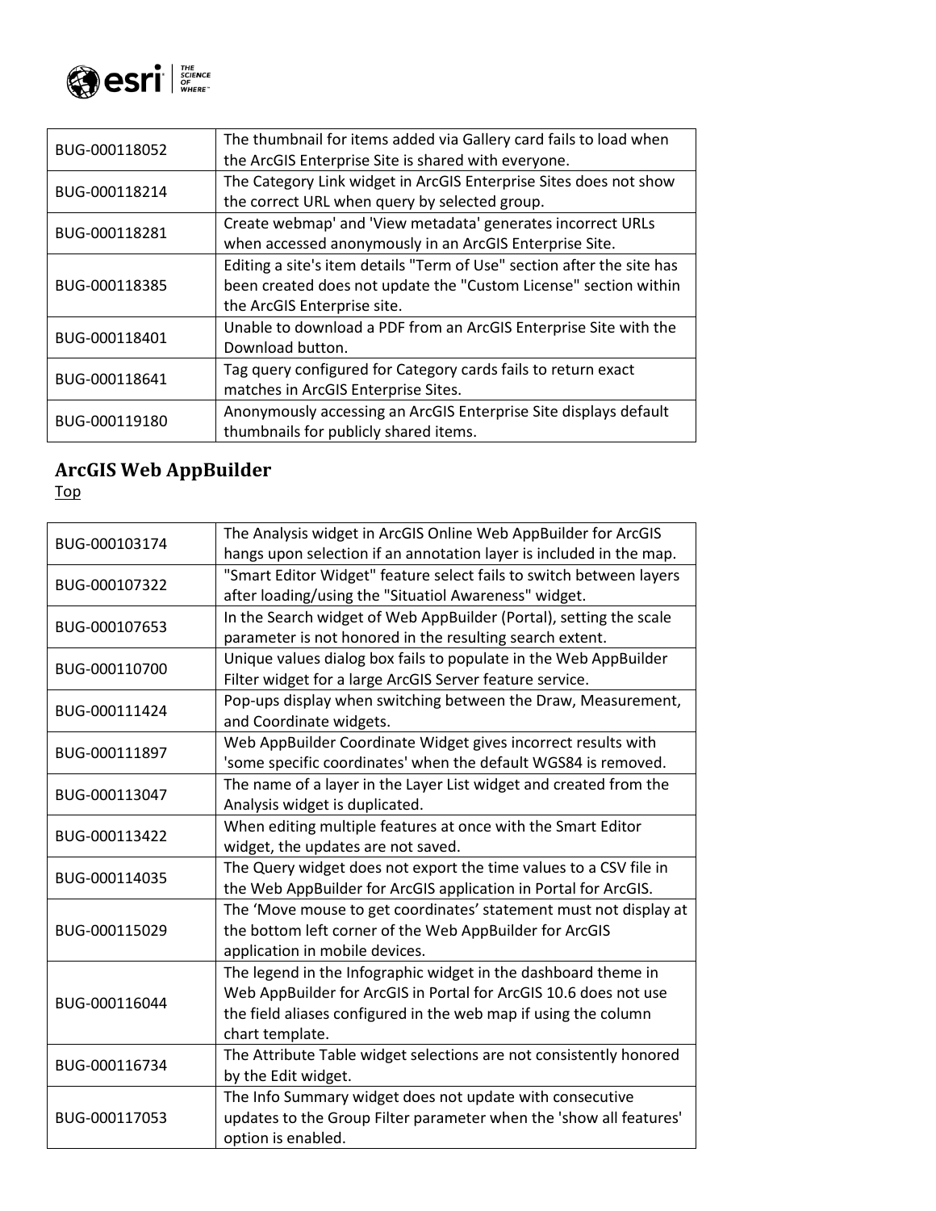| BUG-000118052 | The thumbnail for items added via Gallery card fails to load when the ArcGIS Enterprise Site is shared with everyone. |
|---|---|
| BUG-000118214 | The Category Link widget in ArcGIS Enterprise Sites does not show the correct URL when query by selected group. |
| BUG-000118281 | Create webmap' and 'View metadata' generates incorrect URLs when accessed anonymously in an ArcGIS Enterprise Site. |
| BUG-000118385 | Editing a site's item details "Term of Use" section after the site has been created does not update the "Custom License" section within the ArcGIS Enterprise site. |
| BUG-000118401 | Unable to download a PDF from an ArcGIS Enterprise Site with the Download button. |
| BUG-000118641 | Tag query configured for Category cards fails to return exact matches in ArcGIS Enterprise Sites. |
| BUG-000119180 | Anonymously accessing an ArcGIS Enterprise Site displays default thumbnails for publicly shared items. |

## ArcGIS Web AppBuilder

Top

| BUG-000103174 | The Analysis widget in ArcGIS Online Web AppBuilder for ArcGIS hangs upon selection if an annotation layer is included in the map. |
|---|---|
| BUG-000107322 | "Smart Editor Widget" feature select fails to switch between layers after loading/using the "Situatiol Awareness" widget. |
| BUG-000107653 | In the Search widget of Web AppBuilder (Portal), setting the scale parameter is not honored in the resulting search extent. |
| BUG-000110700 | Unique values dialog box fails to populate in the Web AppBuilder Filter widget for a large ArcGIS Server feature service. |
| BUG-000111424 | Pop-ups display when switching between the Draw, Measurement, and Coordinate widgets. |
| BUG-000111897 | Web AppBuilder Coordinate Widget gives incorrect results with 'some specific coordinates' when the default WGS84 is removed. |
| BUG-000113047 | The name of a layer in the Layer List widget and created from the Analysis widget is duplicated. |
| BUG-000113422 | When editing multiple features at once with the Smart Editor widget, the updates are not saved. |
| BUG-000114035 | The Query widget does not export the time values to a CSV file in the Web AppBuilder for ArcGIS application in Portal for ArcGIS. |
| BUG-000115029 | The 'Move mouse to get coordinates' statement must not display at the bottom left corner of the Web AppBuilder for ArcGIS application in mobile devices. |
| BUG-000116044 | The legend in the Infographic widget in the dashboard theme in Web AppBuilder for ArcGIS in Portal for ArcGIS 10.6 does not use the field aliases configured in the web map if using the column chart template. |
| BUG-000116734 | The Attribute Table widget selections are not consistently honored by the Edit widget. |
| BUG-000117053 | The Info Summary widget does not update with consecutive updates to the Group Filter parameter when the 'show all features' option is enabled. |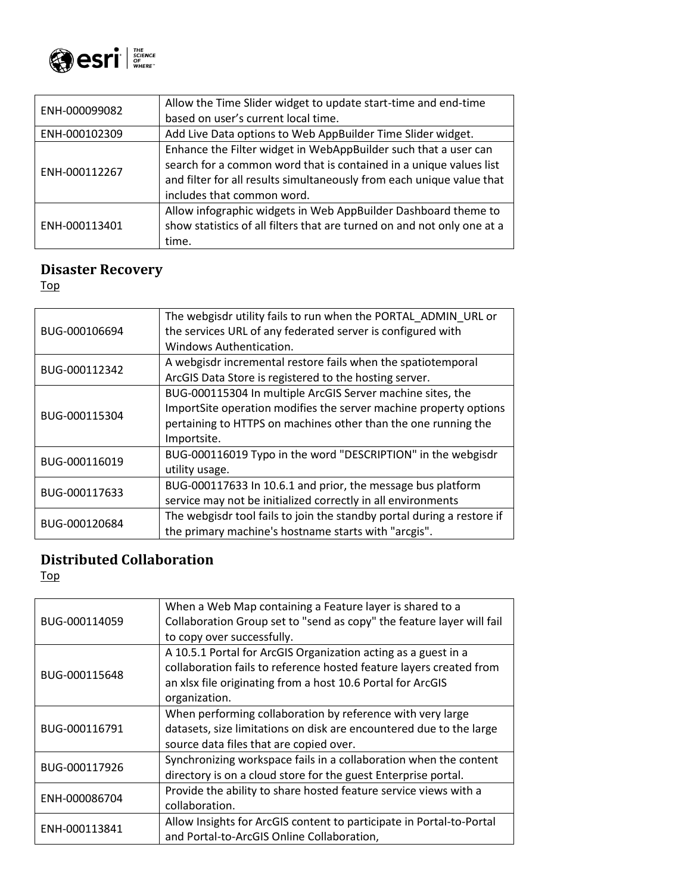| | |
|---|---|
| ENH-000099082 | Allow the Time Slider widget to update start-time and end-time based on user's current local time. |
| ENH-000102309 | Add Live Data options to Web AppBuilder Time Slider widget. |
| ENH-000112267 | Enhance the Filter widget in WebAppBuilder such that a user can search for a common word that is contained in a unique values list and filter for all results simultaneously from each unique value that includes that common word. |
| ENH-000113401 | Allow infographic widgets in Web AppBuilder Dashboard theme to show statistics of all filters that are turned on and not only one at a time. |

## Disaster Recovery

Top

| | |
|---|---|
| BUG-000106694 | The webgisdr utility fails to run when the PORTAL_ADMIN_URL or the services URL of any federated server is configured with Windows Authentication. |
| BUG-000112342 | A webgisdr incremental restore fails when the spatiotemporal ArcGIS Data Store is registered to the hosting server. |
| BUG-000115304 | BUG-000115304 In multiple ArcGIS Server machine sites, the ImportSite operation modifies the server machine property options pertaining to HTTPS on machines other than the one running the Importsite. |
| BUG-000116019 | BUG-000116019 Typo in the word "DESCRIPTION" in the webgisdr utility usage. |
| BUG-000117633 | BUG-000117633 In 10.6.1 and prior, the message bus platform service may not be initialized correctly in all environments |
| BUG-000120684 | The webgisdr tool fails to join the standby portal during a restore if the primary machine's hostname starts with "arcgis". |

## Distributed Collaboration

Top

| | |
|---|---|
| BUG-000114059 | When a Web Map containing a Feature layer is shared to a Collaboration Group set to "send as copy" the feature layer will fail to copy over successfully. |
| BUG-000115648 | A 10.5.1 Portal for ArcGIS Organization acting as a guest in a collaboration fails to reference hosted feature layers created from an xlsx file originating from a host 10.6 Portal for ArcGIS organization. |
| BUG-000116791 | When performing collaboration by reference with very large datasets, size limitations on disk are encountered due to the large source data files that are copied over. |
| BUG-000117926 | Synchronizing workspace fails in a collaboration when the content directory is on a cloud store for the guest Enterprise portal. |
| ENH-000086704 | Provide the ability to share hosted feature service views with a collaboration. |
| ENH-000113841 | Allow Insights for ArcGIS content to participate in Portal-to-Portal and Portal-to-ArcGIS Online Collaboration, |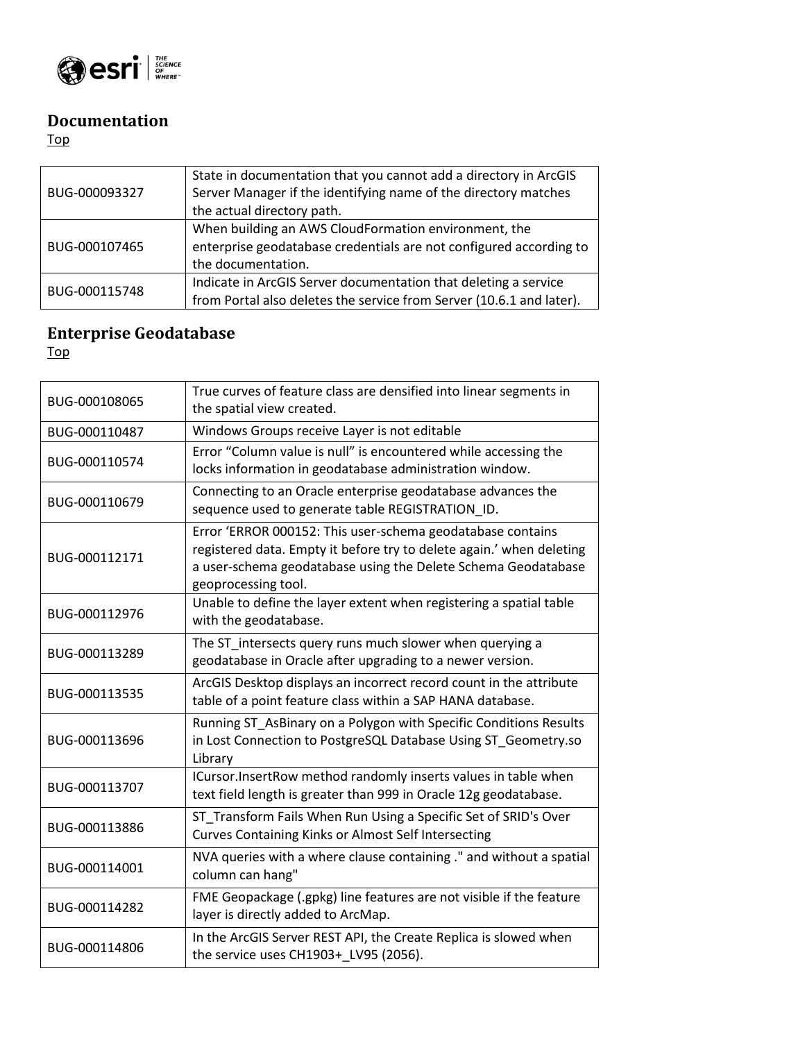## Documentation

Top

| | |
|---|---|
| BUG-000093327 | State in documentation that you cannot add a directory in ArcGIS Server Manager if the identifying name of the directory matches the actual directory path. |
| BUG-000107465 | When building an AWS CloudFormation environment, the enterprise geodatabase credentials are not configured according to the documentation. |
| BUG-000115748 | Indicate in ArcGIS Server documentation that deleting a service from Portal also deletes the service from Server (10.6.1 and later). |

## Enterprise Geodatabase

Top

| | |
|---|---|
| BUG-000108065 | True curves of feature class are densified into linear segments in the spatial view created. |
| BUG-000110487 | Windows Groups receive Layer is not editable |
| BUG-000110574 | Error "Column value is null" is encountered while accessing the locks information in geodatabase administration window. |
| BUG-000110679 | Connecting to an Oracle enterprise geodatabase advances the sequence used to generate table REGISTRATION_ID. |
| BUG-000112171 | Error 'ERROR 000152: This user-schema geodatabase contains registered data. Empty it before try to delete again.' when deleting a user-schema geodatabase using the Delete Schema Geodatabase geoprocessing tool. |
| BUG-000112976 | Unable to define the layer extent when registering a spatial table with the geodatabase. |
| BUG-000113289 | The ST_intersects query runs much slower when querying a geodatabase in Oracle after upgrading to a newer version. |
| BUG-000113535 | ArcGIS Desktop displays an incorrect record count in the attribute table of a point feature class within a SAP HANA database. |
| BUG-000113696 | Running ST_AsBinary on a Polygon with Specific Conditions Results in Lost Connection to PostgreSQL Database Using ST_Geometry.so Library |
| BUG-000113707 | ICursor.InsertRow method randomly inserts values in table when text field length is greater than 999 in Oracle 12g geodatabase. |
| BUG-000113886 | ST_Transform Fails When Run Using a Specific Set of SRID's Over Curves Containing Kinks or Almost Self Intersecting |
| BUG-000114001 | NVA queries with a where clause containing ." and without a spatial column can hang" |
| BUG-000114282 | FME Geopackage (.gpkg) line features are not visible if the feature layer is directly added to ArcMap. |
| BUG-000114806 | In the ArcGIS Server REST API, the Create Replica is slowed when the service uses CH1903+_LV95 (2056). |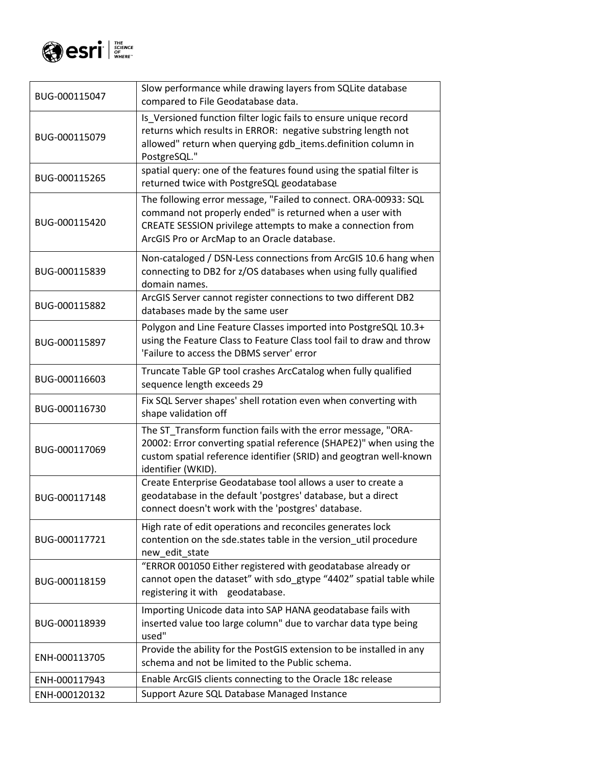| BUG-000115047 | Slow performance while drawing layers from SQLite database compared to File Geodatabase data. |
|---|---|
| BUG-000115079 | Is_Versioned function filter logic fails to ensure unique record returns which results in ERROR: negative substring length not allowed" return when querying gdb_items.definition column in PostgreSQL." |
| BUG-000115265 | spatial query: one of the features found using the spatial filter is returned twice with PostgreSQL geodatabase |
| BUG-000115420 | The following error message, "Failed to connect. ORA-00933: SQL command not properly ended" is returned when a user with CREATE SESSION privilege attempts to make a connection from ArcGIS Pro or ArcMap to an Oracle database. |
| BUG-000115839 | Non-cataloged / DSN-Less connections from ArcGIS 10.6 hang when connecting to DB2 for z/OS databases when using fully qualified domain names. |
| BUG-000115882 | ArcGIS Server cannot register connections to two different DB2 databases made by the same user |
| BUG-000115897 | Polygon and Line Feature Classes imported into PostgreSQL 10.3+ using the Feature Class to Feature Class tool fail to draw and throw 'Failure to access the DBMS server' error |
| BUG-000116603 | Truncate Table GP tool crashes ArcCatalog when fully qualified sequence length exceeds 29 |
| BUG-000116730 | Fix SQL Server shapes' shell rotation even when converting with shape validation off |
| BUG-000117069 | The ST_Transform function fails with the error message, "ORA-20002: Error converting spatial reference (SHAPE2)" when using the custom spatial reference identifier (SRID) and geogtran well-known identifier (WKID). |
| BUG-000117148 | Create Enterprise Geodatabase tool allows a user to create a geodatabase in the default 'postgres' database, but a direct connect doesn't work with the 'postgres' database. |
| BUG-000117721 | High rate of edit operations and reconciles generates lock contention on the sde.states table in the version_util procedure new_edit_state |
| BUG-000118159 | "ERROR 001050 Either registered with geodatabase already or cannot open the dataset" with sdo_gtype "4402" spatial table while registering it with geodatabase. |
| BUG-000118939 | Importing Unicode data into SAP HANA geodatabase fails with inserted value too large column" due to varchar data type being used" |
| ENH-000113705 | Provide the ability for the PostGIS extension to be installed in any schema and not be limited to the Public schema. |
| ENH-000117943 | Enable ArcGIS clients connecting to the Oracle 18c release |
| ENH-000120132 | Support Azure SQL Database Managed Instance |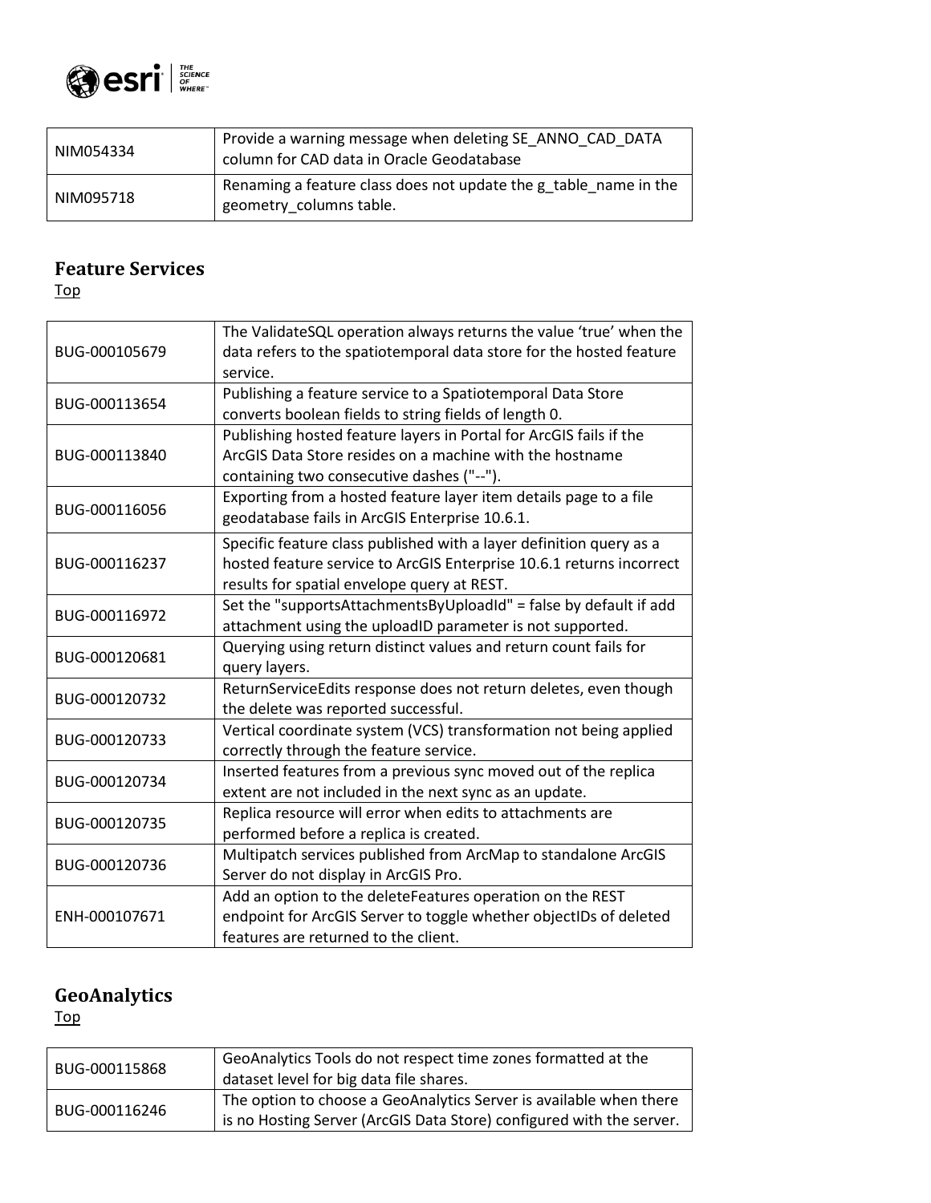| NIM054334 | Provide a warning message when deleting SE_ANNO_CAD_DATA column for CAD data in Oracle Geodatabase |
|---|---|
| NIM095718 | Renaming a feature class does not update the g_table_name in the geometry_columns table. |

## Feature Services

Top

| BUG-000105679 | The ValidateSQL operation always returns the value 'true' when the data refers to the spatiotemporal data store for the hosted feature service. |
|---|---|
| BUG-000113654 | Publishing a feature service to a Spatiotemporal Data Store converts boolean fields to string fields of length 0. |
| BUG-000113840 | Publishing hosted feature layers in Portal for ArcGIS fails if the ArcGIS Data Store resides on a machine with the hostname containing two consecutive dashes ("--"). |
| BUG-000116056 | Exporting from a hosted feature layer item details page to a file geodatabase fails in ArcGIS Enterprise 10.6.1. |
| BUG-000116237 | Specific feature class published with a layer definition query as a hosted feature service to ArcGIS Enterprise 10.6.1 returns incorrect results for spatial envelope query at REST. |
| BUG-000116972 | Set the "supportsAttachmentsByUploadId" = false by default if add attachment using the uploadID parameter is not supported. |
| BUG-000120681 | Querying using return distinct values and return count fails for query layers. |
| BUG-000120732 | ReturnServiceEdits response does not return deletes, even though the delete was reported successful. |
| BUG-000120733 | Vertical coordinate system (VCS) transformation not being applied correctly through the feature service. |
| BUG-000120734 | Inserted features from a previous sync moved out of the replica extent are not included in the next sync as an update. |
| BUG-000120735 | Replica resource will error when edits to attachments are performed before a replica is created. |
| BUG-000120736 | Multipatch services published from ArcMap to standalone ArcGIS Server do not display in ArcGIS Pro. |
| ENH-000107671 | Add an option to the deleteFeatures operation on the REST endpoint for ArcGIS Server to toggle whether objectIDs of deleted features are returned to the client. |

## GeoAnalytics

Top

| BUG-000115868 | GeoAnalytics Tools do not respect time zones formatted at the dataset level for big data file shares. |
|---|---|
| BUG-000116246 | The option to choose a GeoAnalytics Server is available when there is no Hosting Server (ArcGIS Data Store) configured with the server. |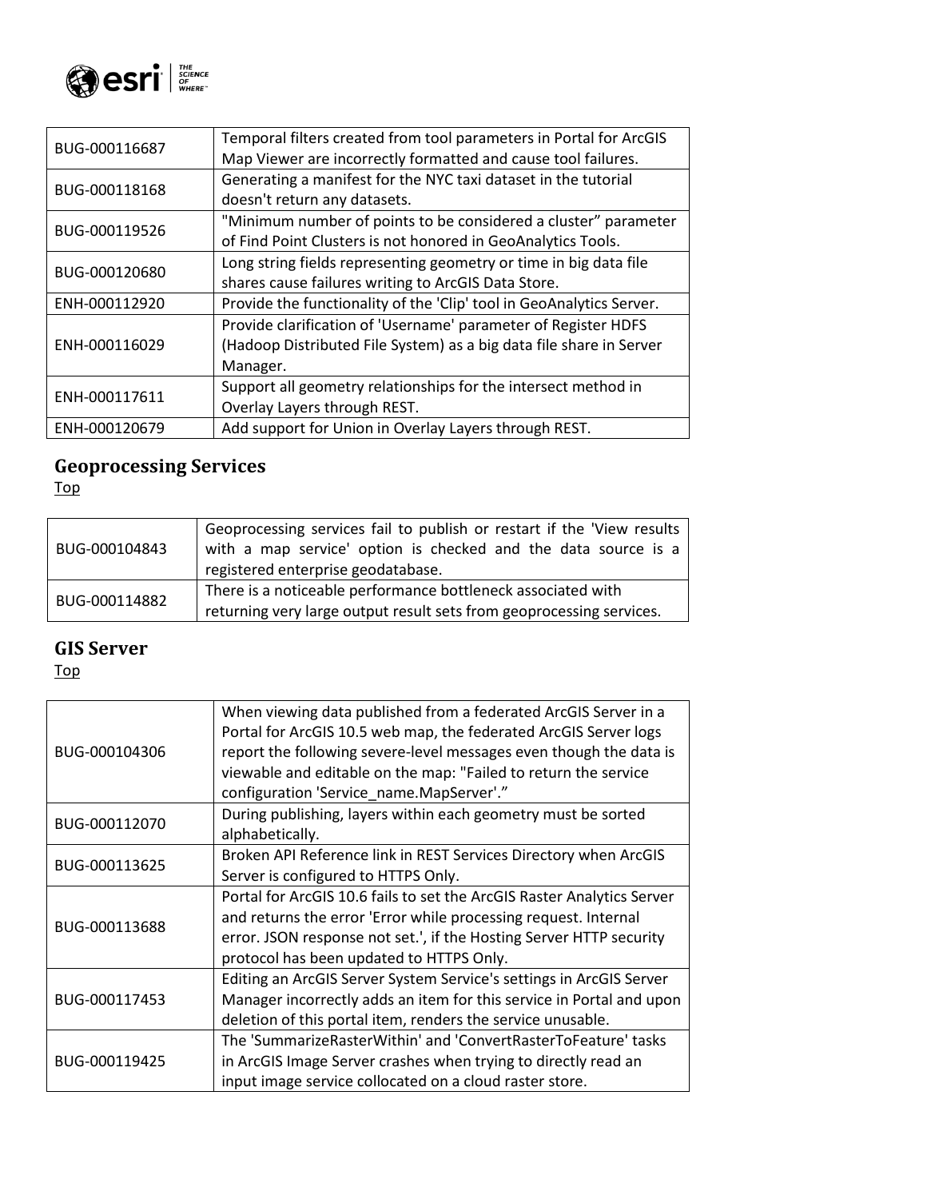| | |
|---|---|
| BUG-000116687 | Temporal filters created from tool parameters in Portal for ArcGIS Map Viewer are incorrectly formatted and cause tool failures. |
| BUG-000118168 | Generating a manifest for the NYC taxi dataset in the tutorial doesn't return any datasets. |
| BUG-000119526 | "Minimum number of points to be considered a cluster" parameter of Find Point Clusters is not honored in GeoAnalytics Tools. |
| BUG-000120680 | Long string fields representing geometry or time in big data file shares cause failures writing to ArcGIS Data Store. |
| ENH-000112920 | Provide the functionality of the 'Clip' tool in GeoAnalytics Server. |
| ENH-000116029 | Provide clarification of 'Username' parameter of Register HDFS (Hadoop Distributed File System) as a big data file share in Server Manager. |
| ENH-000117611 | Support all geometry relationships for the intersect method in Overlay Layers through REST. |
| ENH-000120679 | Add support for Union in Overlay Layers through REST. |

## Geoprocessing Services

Top

| | |
|---|---|
| BUG-000104843 | Geoprocessing services fail to publish or restart if the 'View results with a map service' option is checked and the data source is a registered enterprise geodatabase. |
| BUG-000114882 | There is a noticeable performance bottleneck associated with returning very large output result sets from geoprocessing services. |

## GIS Server

Top

| | |
|---|---|
| BUG-000104306 | When viewing data published from a federated ArcGIS Server in a Portal for ArcGIS 10.5 web map, the federated ArcGIS Server logs report the following severe-level messages even though the data is viewable and editable on the map: "Failed to return the service configuration 'Service_name.MapServer'." |
| BUG-000112070 | During publishing, layers within each geometry must be sorted alphabetically. |
| BUG-000113625 | Broken API Reference link in REST Services Directory when ArcGIS Server is configured to HTTPS Only. |
| BUG-000113688 | Portal for ArcGIS 10.6 fails to set the ArcGIS Raster Analytics Server and returns the error 'Error while processing request. Internal error. JSON response not set.', if the Hosting Server HTTP security protocol has been updated to HTTPS Only. |
| BUG-000117453 | Editing an ArcGIS Server System Service's settings in ArcGIS Server Manager incorrectly adds an item for this service in Portal and upon deletion of this portal item, renders the service unusable. |
| BUG-000119425 | The 'SummarizeRasterWithin' and 'ConvertRasterToFeature' tasks in ArcGIS Image Server crashes when trying to directly read an input image service collocated on a cloud raster store. |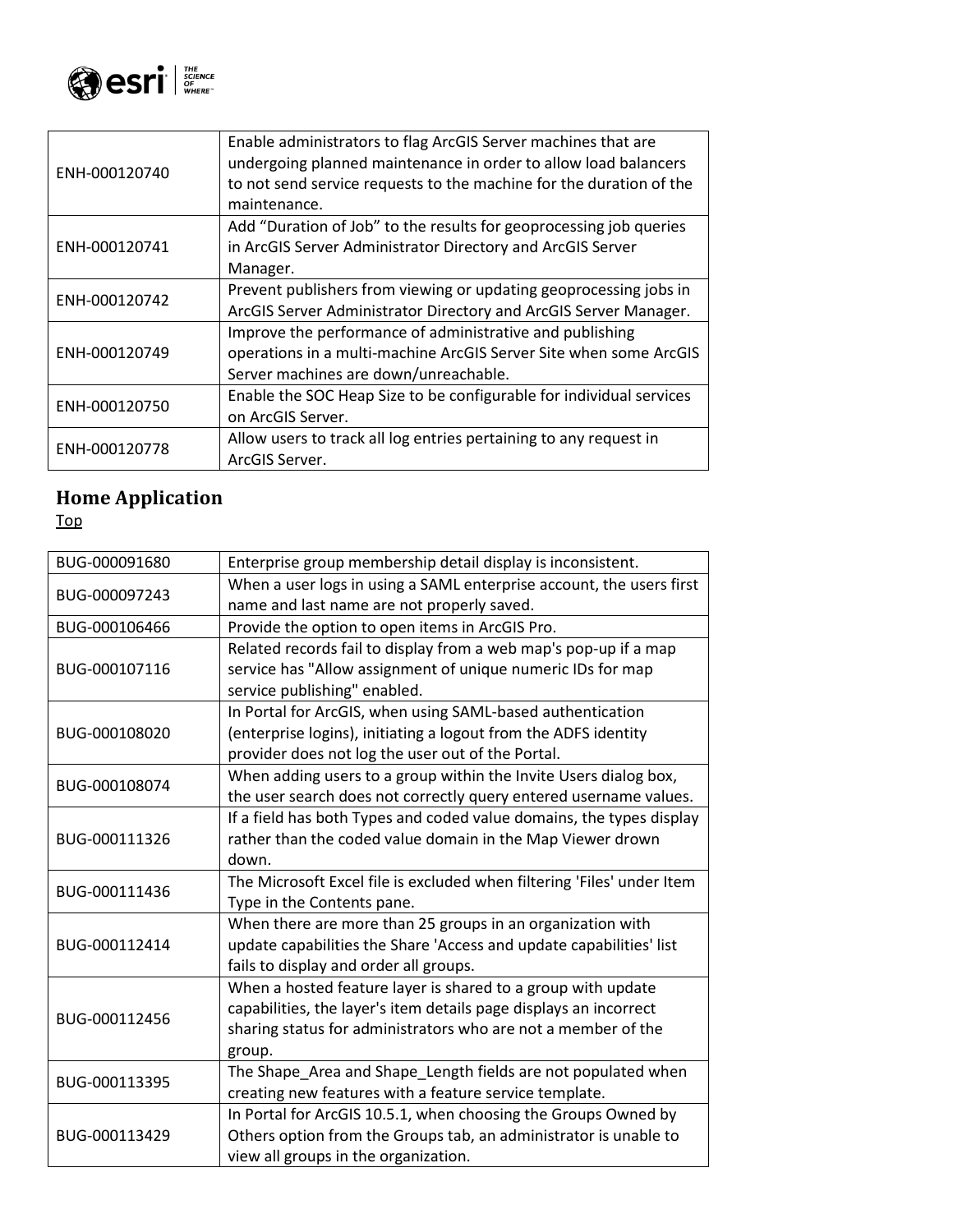| | |
|---|---|
| ENH-000120740 | Enable administrators to flag ArcGIS Server machines that are undergoing planned maintenance in order to allow load balancers to not send service requests to the machine for the duration of the maintenance. |
| ENH-000120741 | Add “Duration of Job” to the results for geoprocessing job queries in ArcGIS Server Administrator Directory and ArcGIS Server Manager. |
| ENH-000120742 | Prevent publishers from viewing or updating geoprocessing jobs in ArcGIS Server Administrator Directory and ArcGIS Server Manager. |
| ENH-000120749 | Improve the performance of administrative and publishing operations in a multi-machine ArcGIS Server Site when some ArcGIS Server machines are down/unreachable. |
| ENH-000120750 | Enable the SOC Heap Size to be configurable for individual services on ArcGIS Server. |
| ENH-000120778 | Allow users to track all log entries pertaining to any request in ArcGIS Server. |

## Home Application

Top

| | |
|---|---|
| BUG-000091680 | Enterprise group membership detail display is inconsistent. |
| BUG-000097243 | When a user logs in using a SAML enterprise account, the users first name and last name are not properly saved. |
| BUG-000106466 | Provide the option to open items in ArcGIS Pro. |
| BUG-000107116 | Related records fail to display from a web map's pop-up if a map service has "Allow assignment of unique numeric IDs for map service publishing" enabled. |
| BUG-000108020 | In Portal for ArcGIS, when using SAML-based authentication (enterprise logins), initiating a logout from the ADFS identity provider does not log the user out of the Portal. |
| BUG-000108074 | When adding users to a group within the Invite Users dialog box, the user search does not correctly query entered username values. |
| BUG-000111326 | If a field has both Types and coded value domains, the types display rather than the coded value domain in the Map Viewer drown down. |
| BUG-000111436 | The Microsoft Excel file is excluded when filtering 'Files' under Item Type in the Contents pane. |
| BUG-000112414 | When there are more than 25 groups in an organization with update capabilities the Share 'Access and update capabilities' list fails to display and order all groups. |
| BUG-000112456 | When a hosted feature layer is shared to a group with update capabilities, the layer's item details page displays an incorrect sharing status for administrators who are not a member of the group. |
| BUG-000113395 | The Shape_Area and Shape_Length fields are not populated when creating new features with a feature service template. |
| BUG-000113429 | In Portal for ArcGIS 10.5.1, when choosing the Groups Owned by Others option from the Groups tab, an administrator is unable to view all groups in the organization. |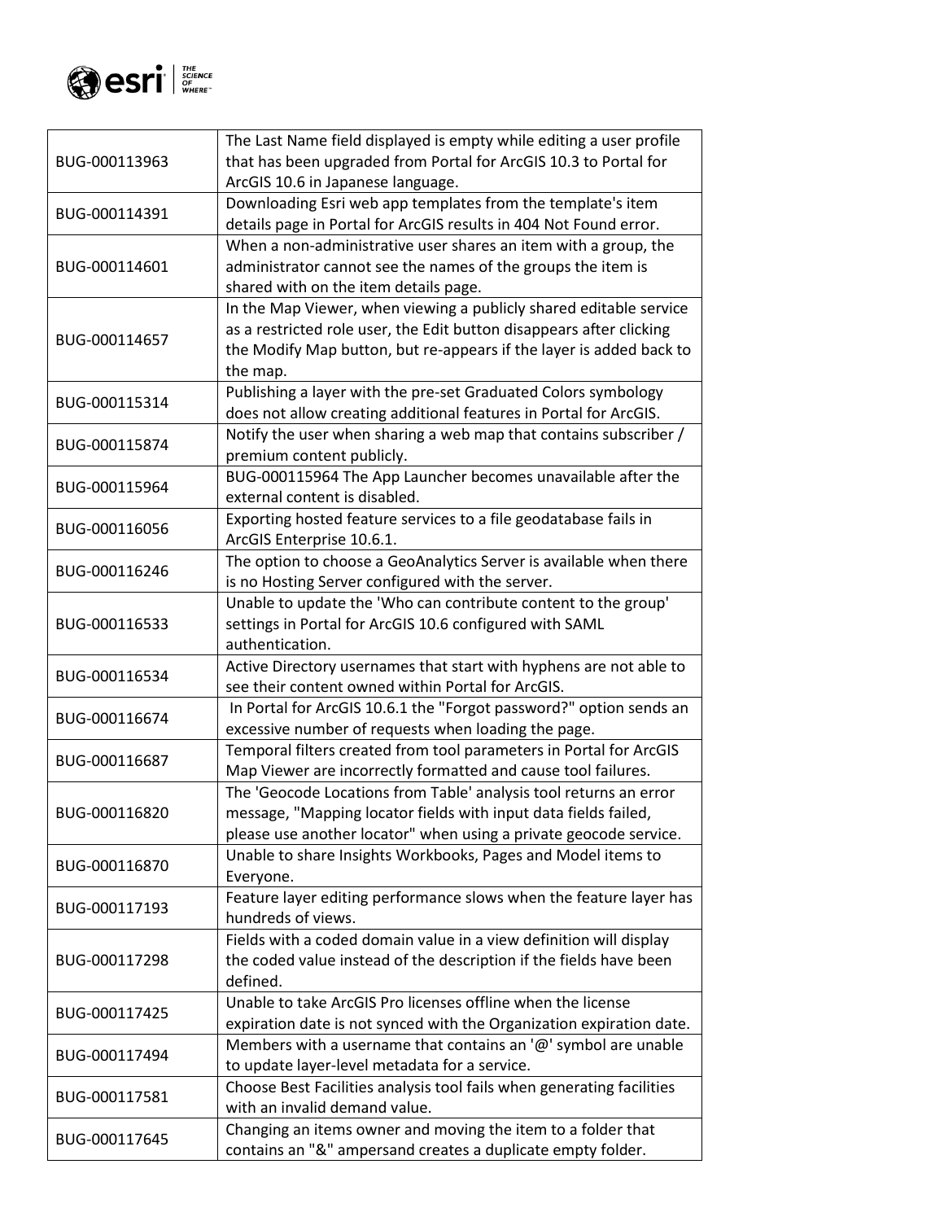| | |
|---|---|
| BUG-000113963 | The Last Name field displayed is empty while editing a user profile that has been upgraded from Portal for ArcGIS 10.3 to Portal for ArcGIS 10.6 in Japanese language. |
| BUG-000114391 | Downloading Esri web app templates from the template's item details page in Portal for ArcGIS results in 404 Not Found error. |
| BUG-000114601 | When a non-administrative user shares an item with a group, the administrator cannot see the names of the groups the item is shared with on the item details page. |
| BUG-000114657 | In the Map Viewer, when viewing a publicly shared editable service as a restricted role user, the Edit button disappears after clicking the Modify Map button, but re-appears if the layer is added back to the map. |
| BUG-000115314 | Publishing a layer with the pre-set Graduated Colors symbology does not allow creating additional features in Portal for ArcGIS. |
| BUG-000115874 | Notify the user when sharing a web map that contains subscriber / premium content publicly. |
| BUG-000115964 | BUG-000115964 The App Launcher becomes unavailable after the external content is disabled. |
| BUG-000116056 | Exporting hosted feature services to a file geodatabase fails in ArcGIS Enterprise 10.6.1. |
| BUG-000116246 | The option to choose a GeoAnalytics Server is available when there is no Hosting Server configured with the server. |
| BUG-000116533 | Unable to update the 'Who can contribute content to the group' settings in Portal for ArcGIS 10.6 configured with SAML authentication. |
| BUG-000116534 | Active Directory usernames that start with hyphens are not able to see their content owned within Portal for ArcGIS. |
| BUG-000116674 | In Portal for ArcGIS 10.6.1 the "Forgot password?" option sends an excessive number of requests when loading the page. |
| BUG-000116687 | Temporal filters created from tool parameters in Portal for ArcGIS Map Viewer are incorrectly formatted and cause tool failures. |
| BUG-000116820 | The 'Geocode Locations from Table' analysis tool returns an error message, "Mapping locator fields with input data fields failed, please use another locator" when using a private geocode service. |
| BUG-000116870 | Unable to share Insights Workbooks, Pages and Model items to Everyone. |
| BUG-000117193 | Feature layer editing performance slows when the feature layer has hundreds of views. |
| BUG-000117298 | Fields with a coded domain value in a view definition will display the coded value instead of the description if the fields have been defined. |
| BUG-000117425 | Unable to take ArcGIS Pro licenses offline when the license expiration date is not synced with the Organization expiration date. |
| BUG-000117494 | Members with a username that contains an '@' symbol are unable to update layer-level metadata for a service. |
| BUG-000117581 | Choose Best Facilities analysis tool fails when generating facilities with an invalid demand value. |
| BUG-000117645 | Changing an items owner and moving the item to a folder that contains an "&" ampersand creates a duplicate empty folder. |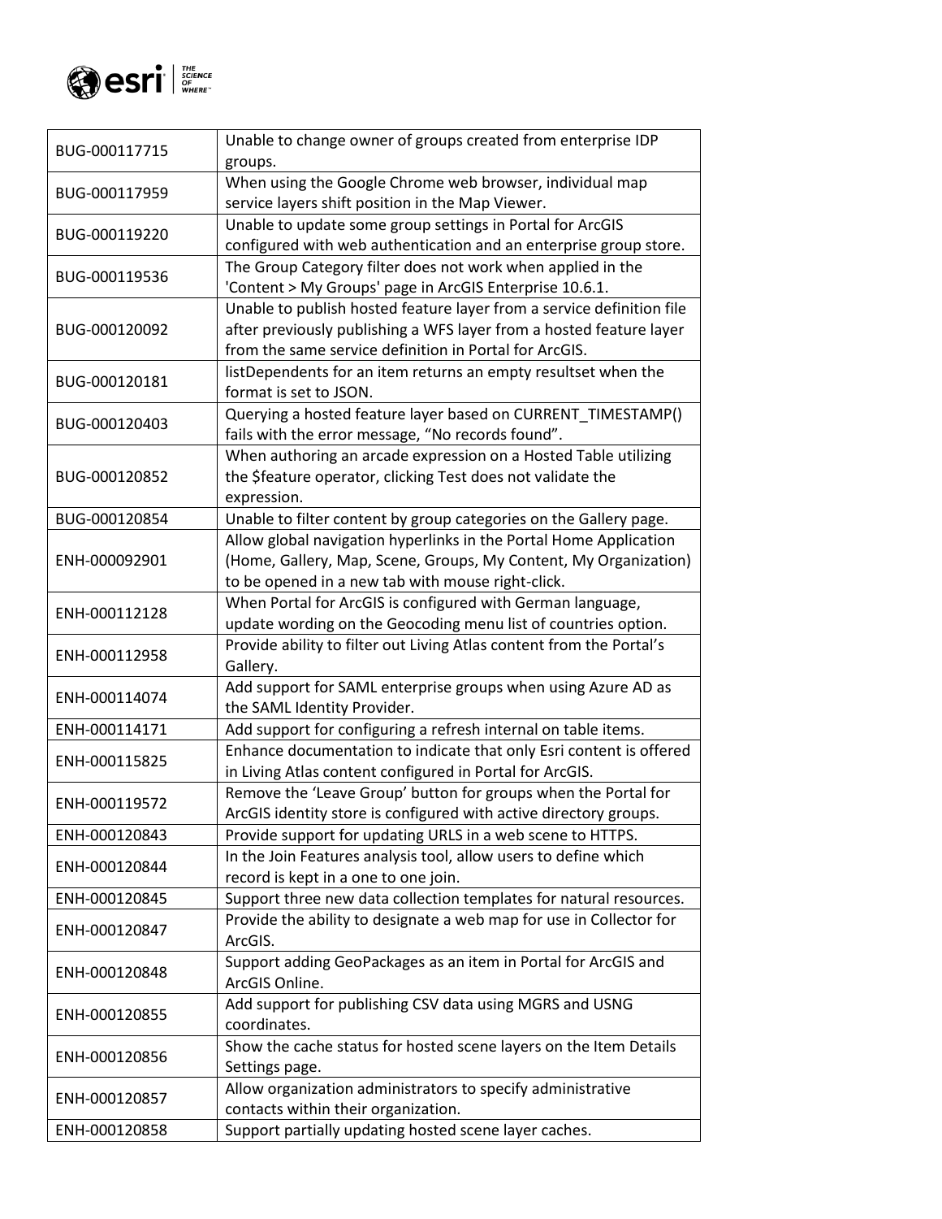| | |
|---|---|
| BUG-000117715 | Unable to change owner of groups created from enterprise IDP groups. |
| BUG-000117959 | When using the Google Chrome web browser, individual map service layers shift position in the Map Viewer. |
| BUG-000119220 | Unable to update some group settings in Portal for ArcGIS configured with web authentication and an enterprise group store. |
| BUG-000119536 | The Group Category filter does not work when applied in the 'Content > My Groups' page in ArcGIS Enterprise 10.6.1. |
| BUG-000120092 | Unable to publish hosted feature layer from a service definition file after previously publishing a WFS layer from a hosted feature layer from the same service definition in Portal for ArcGIS. |
| BUG-000120181 | listDependents for an item returns an empty resultset when the format is set to JSON. |
| BUG-000120403 | Querying a hosted feature layer based on CURRENT_TIMESTAMP() fails with the error message, “No records found”. |
| BUG-000120852 | When authoring an arcade expression on a Hosted Table utilizing the $feature operator, clicking Test does not validate the expression. |
| BUG-000120854 | Unable to filter content by group categories on the Gallery page. |
| ENH-000092901 | Allow global navigation hyperlinks in the Portal Home Application (Home, Gallery, Map, Scene, Groups, My Content, My Organization) to be opened in a new tab with mouse right-click. |
| ENH-000112128 | When Portal for ArcGIS is configured with German language, update wording on the Geocoding menu list of countries option. |
| ENH-000112958 | Provide ability to filter out Living Atlas content from the Portal’s Gallery. |
| ENH-000114074 | Add support for SAML enterprise groups when using Azure AD as the SAML Identity Provider. |
| ENH-000114171 | Add support for configuring a refresh internal on table items. |
| ENH-000115825 | Enhance documentation to indicate that only Esri content is offered in Living Atlas content configured in Portal for ArcGIS. |
| ENH-000119572 | Remove the ‘Leave Group’ button for groups when the Portal for ArcGIS identity store is configured with active directory groups. |
| ENH-000120843 | Provide support for updating URLS in a web scene to HTTPS. |
| ENH-000120844 | In the Join Features analysis tool, allow users to define which record is kept in a one to one join. |
| ENH-000120845 | Support three new data collection templates for natural resources. |
| ENH-000120847 | Provide the ability to designate a web map for use in Collector for ArcGIS. |
| ENH-000120848 | Support adding GeoPackages as an item in Portal for ArcGIS and ArcGIS Online. |
| ENH-000120855 | Add support for publishing CSV data using MGRS and USNG coordinates. |
| ENH-000120856 | Show the cache status for hosted scene layers on the Item Details Settings page. |
| ENH-000120857 | Allow organization administrators to specify administrative contacts within their organization. |
| ENH-000120858 | Support partially updating hosted scene layer caches. |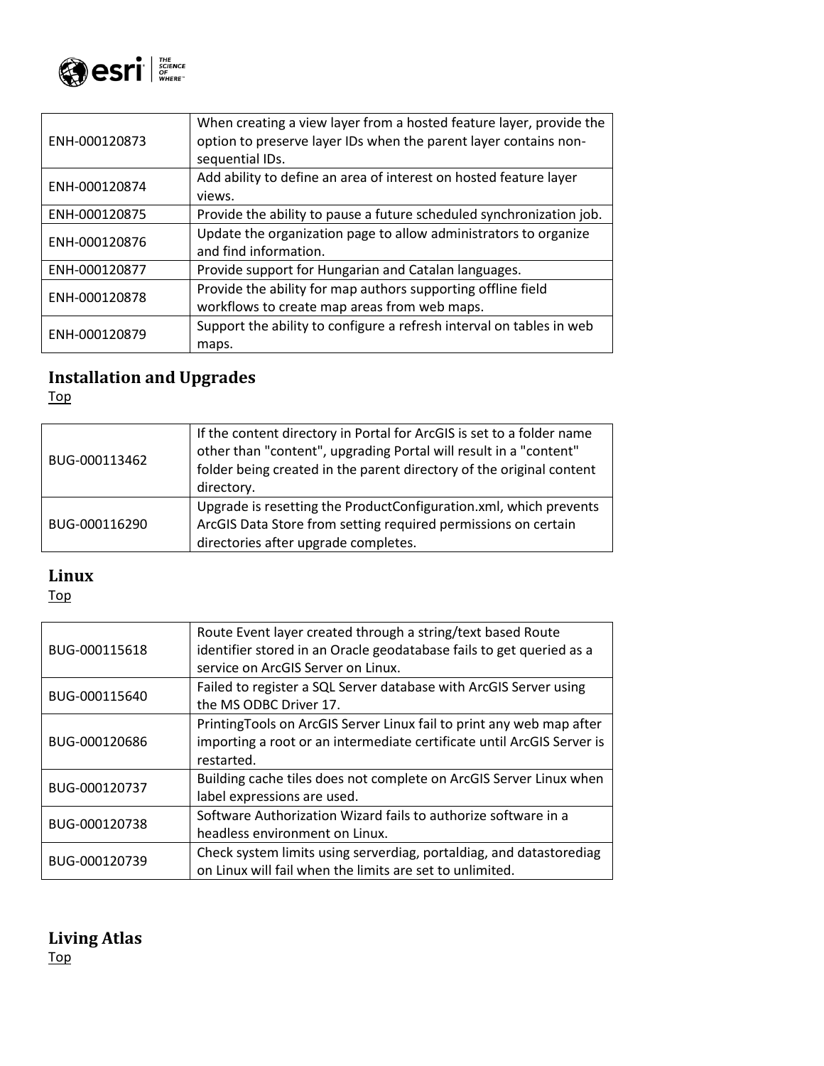| ENH-000120873 | When creating a view layer from a hosted feature layer, provide the option to preserve layer IDs when the parent layer contains non-sequential IDs. |
|---|---|
| ENH-000120874 | Add ability to define an area of interest on hosted feature layer views. |
| ENH-000120875 | Provide the ability to pause a future scheduled synchronization job. |
| ENH-000120876 | Update the organization page to allow administrators to organize and find information. |
| ENH-000120877 | Provide support for Hungarian and Catalan languages. |
| ENH-000120878 | Provide the ability for map authors supporting offline field workflows to create map areas from web maps. |
| ENH-000120879 | Support the ability to configure a refresh interval on tables in web maps. |

## Installation and Upgrades

Top

| BUG-000113462 | If the content directory in Portal for ArcGIS is set to a folder name other than "content", upgrading Portal will result in a "content" folder being created in the parent directory of the original content directory. |
|---|---|
| BUG-000116290 | Upgrade is resetting the ProductConfiguration.xml, which prevents ArcGIS Data Store from setting required permissions on certain directories after upgrade completes. |

## Linux

Top

| BUG-000115618 | Route Event layer created through a string/text based Route identifier stored in an Oracle geodatabase fails to get queried as a service on ArcGIS Server on Linux. |
|---|---|
| BUG-000115640 | Failed to register a SQL Server database with ArcGIS Server using the MS ODBC Driver 17. |
| BUG-000120686 | PrintingTools on ArcGIS Server Linux fail to print any web map after importing a root or an intermediate certificate until ArcGIS Server is restarted. |
| BUG-000120737 | Building cache tiles does not complete on ArcGIS Server Linux when label expressions are used. |
| BUG-000120738 | Software Authorization Wizard fails to authorize software in a headless environment on Linux. |
| BUG-000120739 | Check system limits using serverdiag, portaldiag, and datastorediag on Linux will fail when the limits are set to unlimited. |

## Living Atlas

Top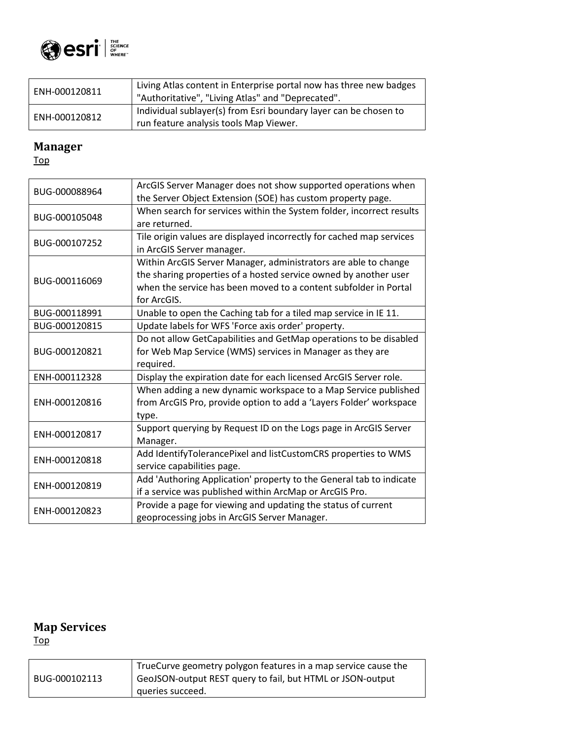| ENH-000120811 | Living Atlas content in Enterprise portal now has three new badges "Authoritative", "Living Atlas" and "Deprecated". |
| --- | --- |
| ENH-000120812 | Individual sublayer(s) from Esri boundary layer can be chosen to run feature analysis tools Map Viewer. |

## Manager

Top

| BUG-000088964 | ArcGIS Server Manager does not show supported operations when the Server Object Extension (SOE) has custom property page. |
| --- | --- |
| BUG-000105048 | When search for services within the System folder, incorrect results are returned. |
| BUG-000107252 | Tile origin values are displayed incorrectly for cached map services in ArcGIS Server manager. |
| BUG-000116069 | Within ArcGIS Server Manager, administrators are able to change the sharing properties of a hosted service owned by another user when the service has been moved to a content subfolder in Portal for ArcGIS. |
| BUG-000118991 | Unable to open the Caching tab for a tiled map service in IE 11. |
| BUG-000120815 | Update labels for WFS 'Force axis order' property. |
| BUG-000120821 | Do not allow GetCapabilities and GetMap operations to be disabled for Web Map Service (WMS) services in Manager as they are required. |
| ENH-000112328 | Display the expiration date for each licensed ArcGIS Server role. |
| ENH-000120816 | When adding a new dynamic workspace to a Map Service published from ArcGIS Pro, provide option to add a 'Layers Folder' workspace type. |
| ENH-000120817 | Support querying by Request ID on the Logs page in ArcGIS Server Manager. |
| ENH-000120818 | Add IdentifyTolerancePixel and listCustomCRS properties to WMS service capabilities page. |
| ENH-000120819 | Add 'Authoring Application' property to the General tab to indicate if a service was published within ArcMap or ArcGIS Pro. |
| ENH-000120823 | Provide a page for viewing and updating the status of current geoprocessing jobs in ArcGIS Server Manager. |

## Map Services

Top

| BUG-000102113 | TrueCurve geometry polygon features in a map service cause the GeoJSON-output REST query to fail, but HTML or JSON-output queries succeed. |
| --- | --- |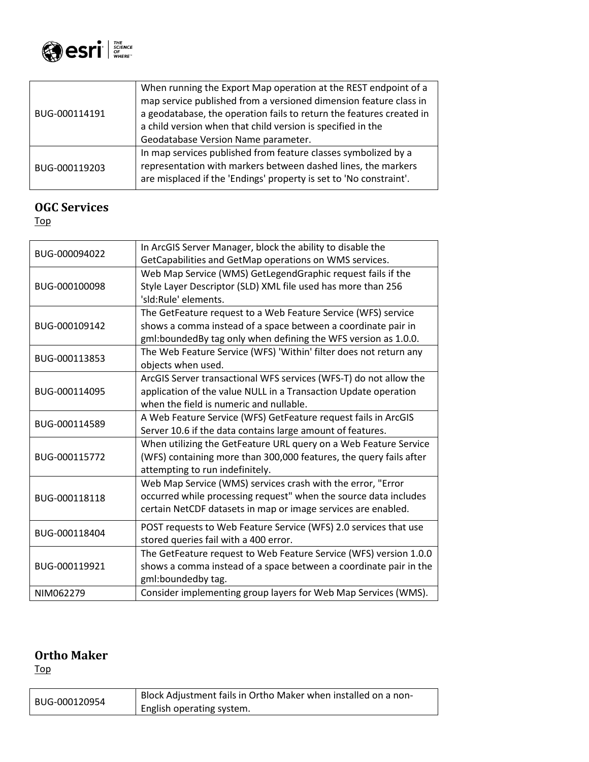| | |
|---|---|
| BUG-000114191 | When running the Export Map operation at the REST endpoint of a map service published from a versioned dimension feature class in a geodatabase, the operation fails to return the features created in a child version when that child version is specified in the Geodatabase Version Name parameter. |
| BUG-000119203 | In map services published from feature classes symbolized by a representation with markers between dashed lines, the markers are misplaced if the 'Endings' property is set to 'No constraint'. |

## OGC Services

Top

| | |
|---|---|
| BUG-000094022 | In ArcGIS Server Manager, block the ability to disable the GetCapabilities and GetMap operations on WMS services. |
| BUG-000100098 | Web Map Service (WMS) GetLegendGraphic request fails if the Style Layer Descriptor (SLD) XML file used has more than 256 'sld:Rule' elements. |
| BUG-000109142 | The GetFeature request to a Web Feature Service (WFS) service shows a comma instead of a space between a coordinate pair in gml:boundedBy tag only when defining the WFS version as 1.0.0. |
| BUG-000113853 | The Web Feature Service (WFS) 'Within' filter does not return any objects when used. |
| BUG-000114095 | ArcGIS Server transactional WFS services (WFS-T) do not allow the application of the value NULL in a Transaction Update operation when the field is numeric and nullable. |
| BUG-000114589 | A Web Feature Service (WFS) GetFeature request fails in ArcGIS Server 10.6 if the data contains large amount of features. |
| BUG-000115772 | When utilizing the GetFeature URL query on a Web Feature Service (WFS) containing more than 300,000 features, the query fails after attempting to run indefinitely. |
| BUG-000118118 | Web Map Service (WMS) services crash with the error, "Error occurred while processing request" when the source data includes certain NetCDF datasets in map or image services are enabled. |
| BUG-000118404 | POST requests to Web Feature Service (WFS) 2.0 services that use stored queries fail with a 400 error. |
| BUG-000119921 | The GetFeature request to Web Feature Service (WFS) version 1.0.0 shows a comma instead of a space between a coordinate pair in the gml:boundedby tag. |
| NIM062279 | Consider implementing group layers for Web Map Services (WMS). |

## Ortho Maker

Top

| | |
|---|---|
| BUG-000120954 | Block Adjustment fails in Ortho Maker when installed on a non-English operating system. |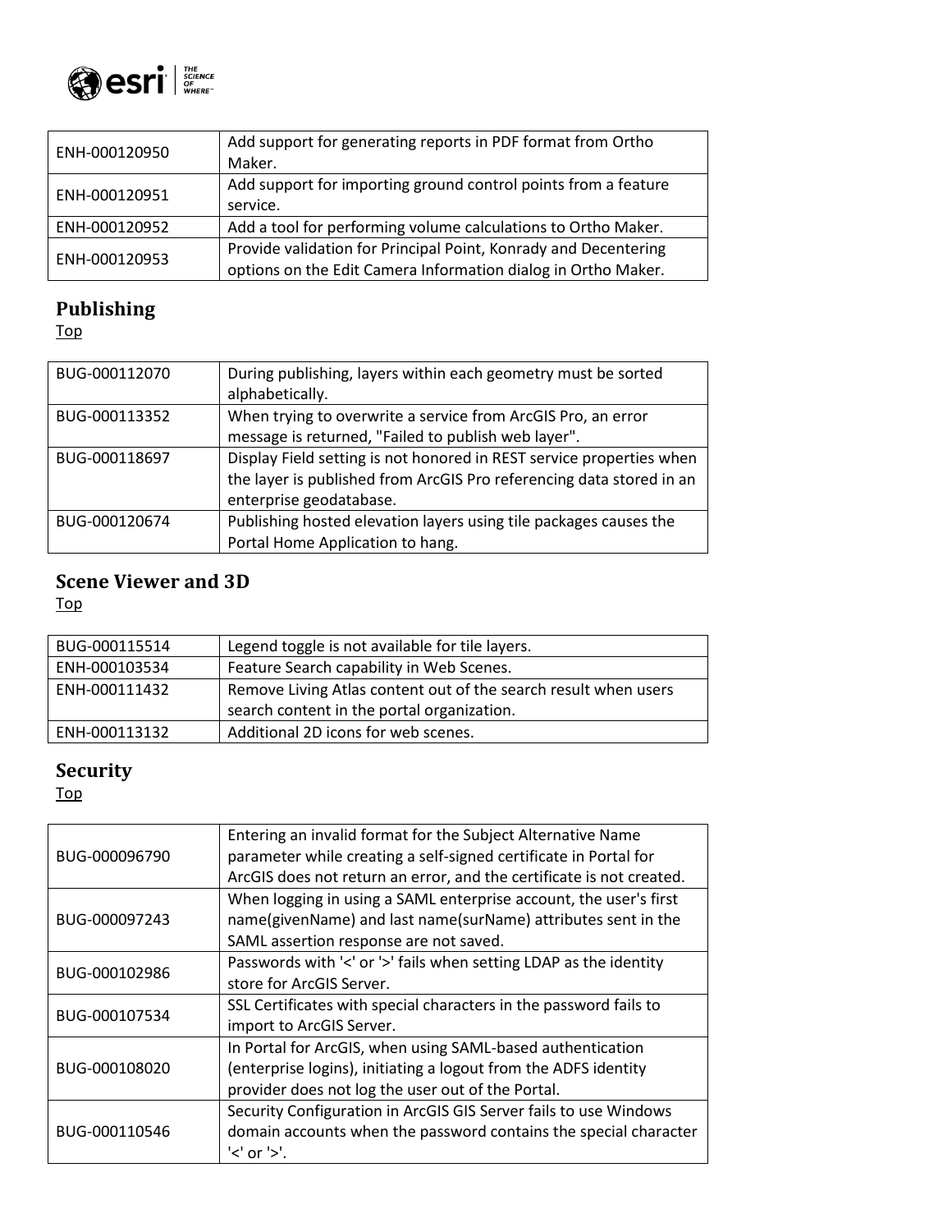| ENH-000120950 | Add support for generating reports in PDF format from Ortho Maker. |
|---|---|
| ENH-000120951 | Add support for importing ground control points from a feature service. |
| ENH-000120952 | Add a tool for performing volume calculations to Ortho Maker. |
| ENH-000120953 | Provide validation for Principal Point, Konrady and Decentering options on the Edit Camera Information dialog in Ortho Maker. |

## Publishing

Top

| BUG-000112070 | During publishing, layers within each geometry must be sorted alphabetically. |
|---|---|
| BUG-000113352 | When trying to overwrite a service from ArcGIS Pro, an error message is returned, "Failed to publish web layer". |
| BUG-000118697 | Display Field setting is not honored in REST service properties when the layer is published from ArcGIS Pro referencing data stored in an enterprise geodatabase. |
| BUG-000120674 | Publishing hosted elevation layers using tile packages causes the Portal Home Application to hang. |

## Scene Viewer and 3D

Top

| BUG-000115514 | Legend toggle is not available for tile layers. |
|---|---|
| ENH-000103534 | Feature Search capability in Web Scenes. |
| ENH-000111432 | Remove Living Atlas content out of the search result when users search content in the portal organization. |
| ENH-000113132 | Additional 2D icons for web scenes. |

## Security

Top

| BUG-000096790 | Entering an invalid format for the Subject Alternative Name parameter while creating a self-signed certificate in Portal for ArcGIS does not return an error, and the certificate is not created. |
|---|---|
| BUG-000097243 | When logging in using a SAML enterprise account, the user's first name(givenName) and last name(surName) attributes sent in the SAML assertion response are not saved. |
| BUG-000102986 | Passwords with '<' or '>' fails when setting LDAP as the identity store for ArcGIS Server. |
| BUG-000107534 | SSL Certificates with special characters in the password fails to import to ArcGIS Server. |
| BUG-000108020 | In Portal for ArcGIS, when using SAML-based authentication (enterprise logins), initiating a logout from the ADFS identity provider does not log the user out of the Portal. |
| BUG-000110546 | Security Configuration in ArcGIS GIS Server fails to use Windows domain accounts when the password contains the special character '<' or '>'. |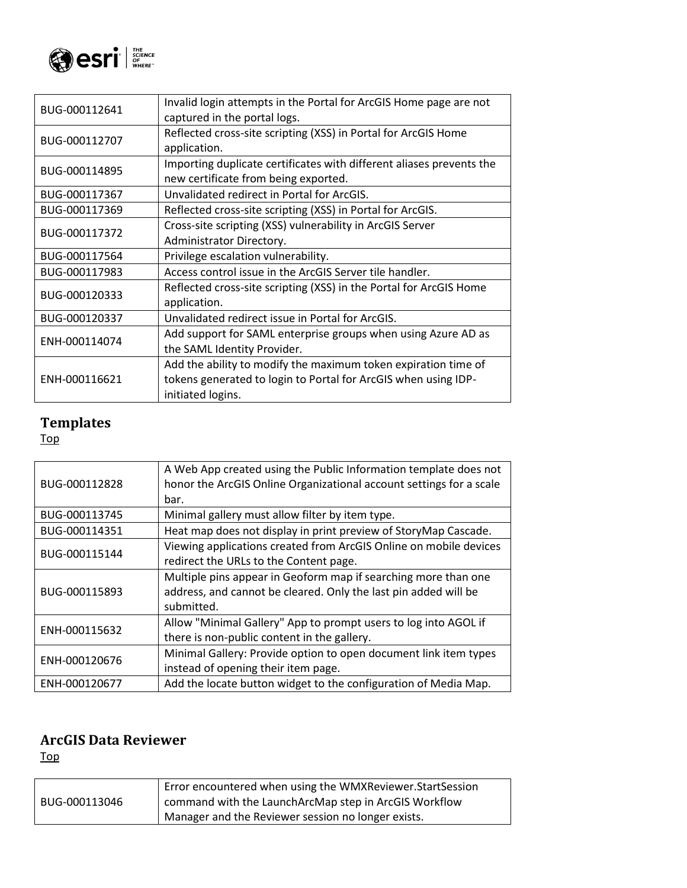| | |
|---|---|
| BUG-000112641 | Invalid login attempts in the Portal for ArcGIS Home page are not captured in the portal logs. |
| BUG-000112707 | Reflected cross-site scripting (XSS) in Portal for ArcGIS Home application. |
| BUG-000114895 | Importing duplicate certificates with different aliases prevents the new certificate from being exported. |
| BUG-000117367 | Unvalidated redirect in Portal for ArcGIS. |
| BUG-000117369 | Reflected cross-site scripting (XSS) in Portal for ArcGIS. |
| BUG-000117372 | Cross-site scripting (XSS) vulnerability in ArcGIS Server Administrator Directory. |
| BUG-000117564 | Privilege escalation vulnerability. |
| BUG-000117983 | Access control issue in the ArcGIS Server tile handler. |
| BUG-000120333 | Reflected cross-site scripting (XSS) in the Portal for ArcGIS Home application. |
| BUG-000120337 | Unvalidated redirect issue in Portal for ArcGIS. |
| ENH-000114074 | Add support for SAML enterprise groups when using Azure AD as the SAML Identity Provider. |
| ENH-000116621 | Add the ability to modify the maximum token expiration time of tokens generated to login to Portal for ArcGIS when using IDP-initiated logins. |

## Templates

Top

| | |
|---|---|
| BUG-000112828 | A Web App created using the Public Information template does not honor the ArcGIS Online Organizational account settings for a scale bar. |
| BUG-000113745 | Minimal gallery must allow filter by item type. |
| BUG-000114351 | Heat map does not display in print preview of StoryMap Cascade. |
| BUG-000115144 | Viewing applications created from ArcGIS Online on mobile devices redirect the URLs to the Content page. |
| BUG-000115893 | Multiple pins appear in Geoform map if searching more than one address, and cannot be cleared. Only the last pin added will be submitted. |
| ENH-000115632 | Allow "Minimal Gallery" App to prompt users to log into AGOL if there is non-public content in the gallery. |
| ENH-000120676 | Minimal Gallery: Provide option to open document link item types instead of opening their item page. |
| ENH-000120677 | Add the locate button widget to the configuration of Media Map. |

## ArcGIS Data Reviewer

Top

| | |
|---|---|
| BUG-000113046 | Error encountered when using the WMXReviewer.StartSession command with the LaunchArcMap step in ArcGIS Workflow Manager and the Reviewer session no longer exists. |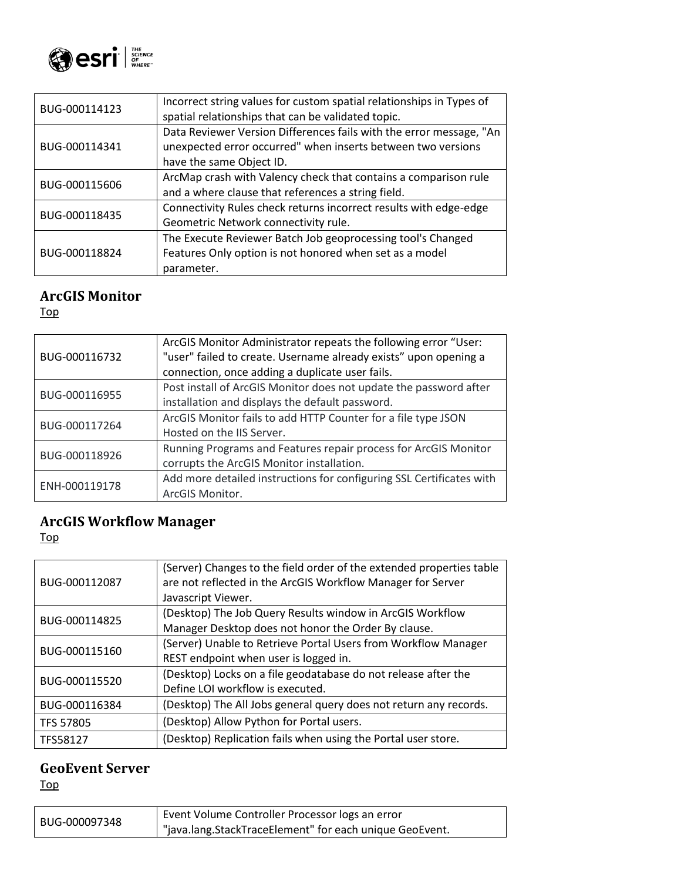| BUG-000114123 | Incorrect string values for custom spatial relationships in Types of spatial relationships that can be validated topic. |
| --- | --- |
| BUG-000114341 | Data Reviewer Version Differences fails with the error message, "An unexpected error occurred" when inserts between two versions have the same Object ID. |
| BUG-000115606 | ArcMap crash with Valency check that contains a comparison rule and a where clause that references a string field. |
| BUG-000118435 | Connectivity Rules check returns incorrect results with edge-edge Geometric Network connectivity rule. |
| BUG-000118824 | The Execute Reviewer Batch Job geoprocessing tool's Changed Features Only option is not honored when set as a model parameter. |

## ArcGIS Monitor

Top

| BUG-000116732 | ArcGIS Monitor Administrator repeats the following error "User: "user" failed to create. Username already exists" upon opening a connection, once adding a duplicate user fails. |
| --- | --- |
| BUG-000116955 | Post install of ArcGIS Monitor does not update the password after installation and displays the default password. |
| BUG-000117264 | ArcGIS Monitor fails to add HTTP Counter for a file type JSON Hosted on the IIS Server. |
| BUG-000118926 | Running Programs and Features repair process for ArcGIS Monitor corrupts the ArcGIS Monitor installation. |
| ENH-000119178 | Add more detailed instructions for configuring SSL Certificates with ArcGIS Monitor. |

## ArcGIS Workflow Manager

Top

| BUG-000112087 | (Server) Changes to the field order of the extended properties table are not reflected in the ArcGIS Workflow Manager for Server Javascript Viewer. |
| --- | --- |
| BUG-000114825 | (Desktop) The Job Query Results window in ArcGIS Workflow Manager Desktop does not honor the Order By clause. |
| BUG-000115160 | (Server) Unable to Retrieve Portal Users from Workflow Manager REST endpoint when user is logged in. |
| BUG-000115520 | (Desktop) Locks on a file geodatabase do not release after the Define LOI workflow is executed. |
| BUG-000116384 | (Desktop) The All Jobs general query does not return any records. |
| TFS 57805 | (Desktop) Allow Python for Portal users. |
| TFS58127 | (Desktop) Replication fails when using the Portal user store. |

## GeoEvent Server

Top

| BUG-000097348 | Event Volume Controller Processor logs an error "java.lang.StackTraceElement" for each unique GeoEvent. |
| --- | --- |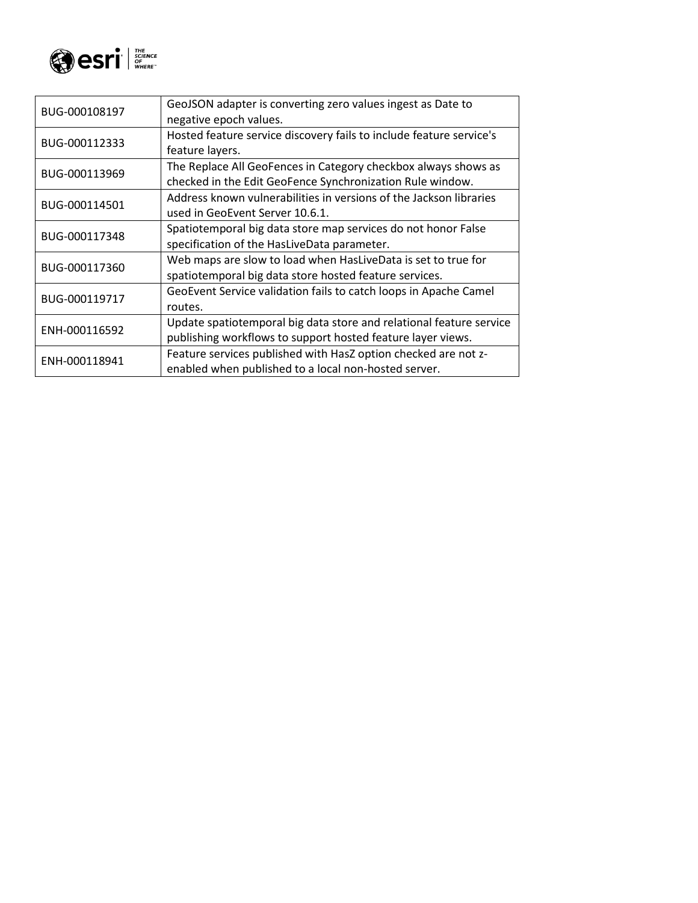| | |
|---|---|
| BUG-000108197 | GeoJSON adapter is converting zero values ingest as Date to negative epoch values. |
| BUG-000112333 | Hosted feature service discovery fails to include feature service's feature layers. |
| BUG-000113969 | The Replace All GeoFences in Category checkbox always shows as checked in the Edit GeoFence Synchronization Rule window. |
| BUG-000114501 | Address known vulnerabilities in versions of the Jackson libraries used in GeoEvent Server 10.6.1. |
| BUG-000117348 | Spatiotemporal big data store map services do not honor False specification of the HasLiveData parameter. |
| BUG-000117360 | Web maps are slow to load when HasLiveData is set to true for spatiotemporal big data store hosted feature services. |
| BUG-000119717 | GeoEvent Service validation fails to catch loops in Apache Camel routes. |
| ENH-000116592 | Update spatiotemporal big data store and relational feature service publishing workflows to support hosted feature layer views. |
| ENH-000118941 | Feature services published with HasZ option checked are not z-enabled when published to a local non-hosted server. |